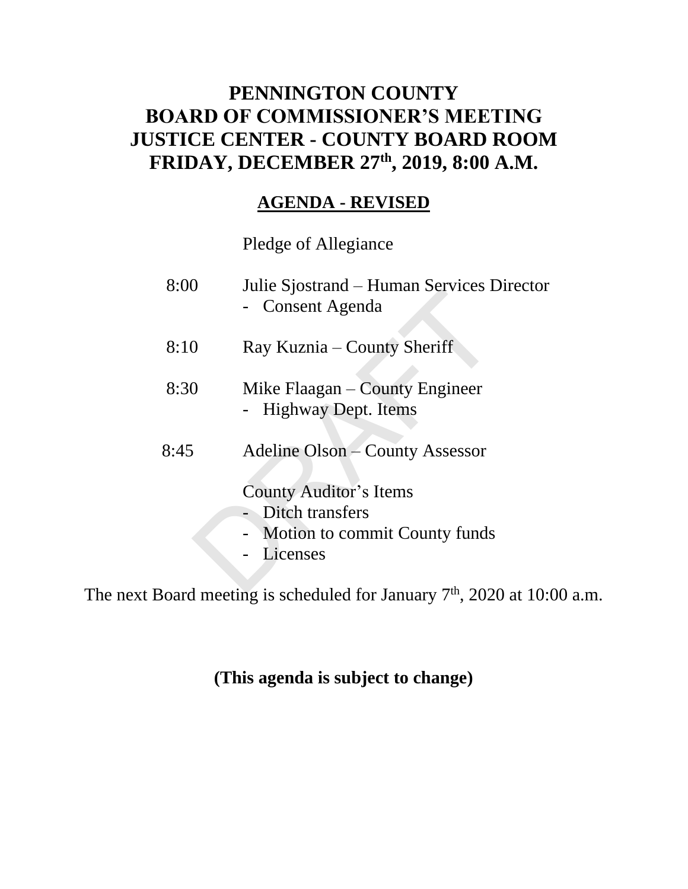# PENNINGTON COUNTY
# BOARD OF COMMISSIONER'S MEETING
# JUSTICE CENTER - COUNTY BOARD ROOM
# FRIDAY, DECEMBER 27th, 2019, 8:00 A.M.

## AGENDA - REVISED

Pledge of Allegiance

8:00 Julie Sjostrand – Human Services Director
- Consent Agenda

8:10 Ray Kuznia – County Sheriff

8:30 Mike Flaagan – County Engineer
- Highway Dept. Items

8:45 Adeline Olson – County Assessor

County Auditor's Items
- Ditch transfers
- Motion to commit County funds
- Licenses

The next Board meeting is scheduled for January 7th, 2020 at 10:00 a.m.

**(This agenda is subject to change)**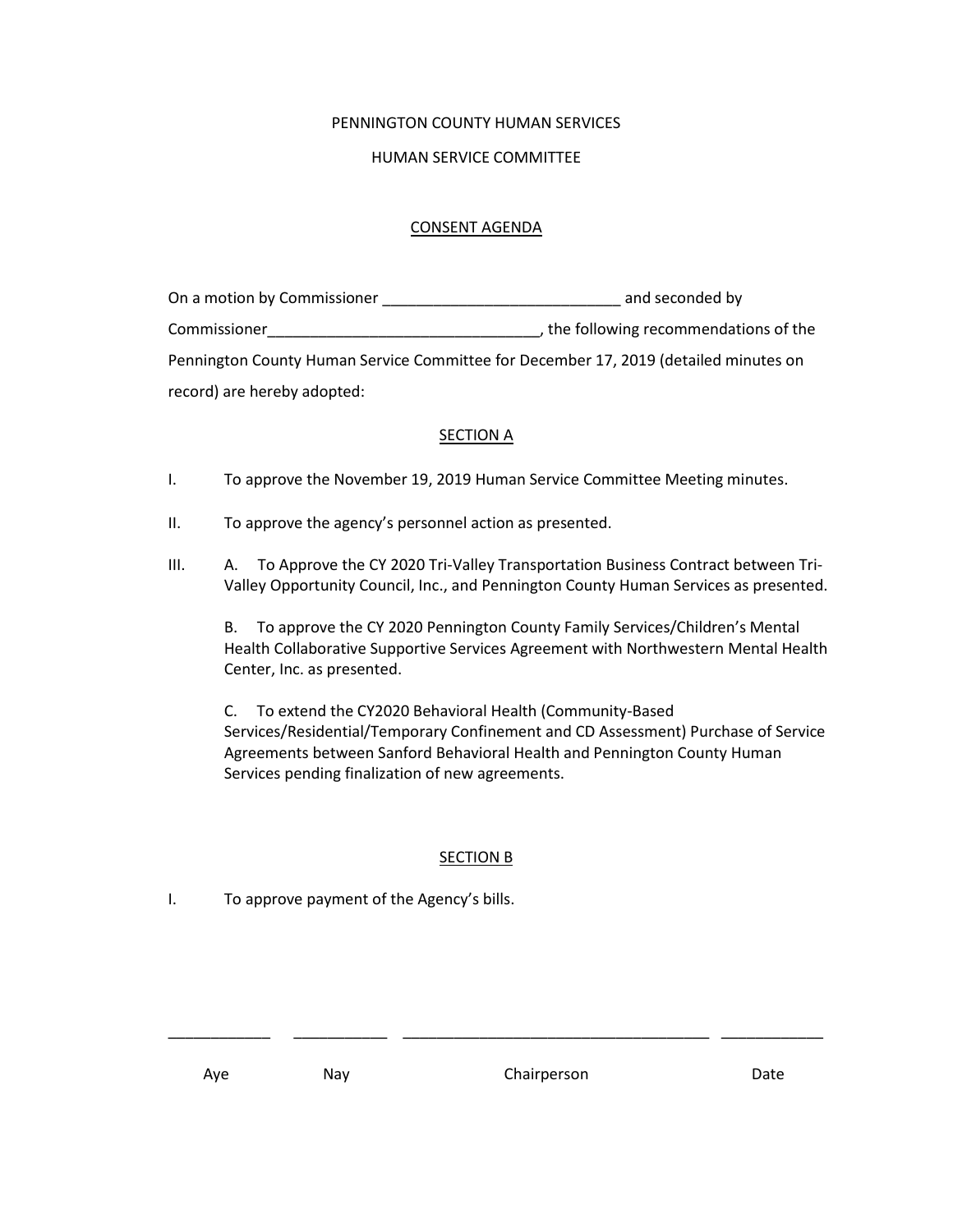PENNINGTON COUNTY HUMAN SERVICES

HUMAN SERVICE COMMITTEE

CONSENT AGENDA

On a motion by Commissioner ____________________________ and seconded by Commissioner________________________________, the following recommendations of the Pennington County Human Service Committee for December 17, 2019 (detailed minutes on record) are hereby adopted:

SECTION A

I. To approve the November 19, 2019 Human Service Committee Meeting minutes.

II. To approve the agency's personnel action as presented.

III. A. To Approve the CY 2020 Tri-Valley Transportation Business Contract between Tri-Valley Opportunity Council, Inc., and Pennington County Human Services as presented.

B. To approve the CY 2020 Pennington County Family Services/Children's Mental Health Collaborative Supportive Services Agreement with Northwestern Mental Health Center, Inc. as presented.

C. To extend the CY2020 Behavioral Health (Community-Based Services/Residential/Temporary Confinement and CD Assessment) Purchase of Service Agreements between Sanford Behavioral Health and Pennington County Human Services pending finalization of new agreements.

SECTION B

I. To approve payment of the Agency's bills.

____________ ___________ _____________________________________ ____________

Aye Nay Chairperson Date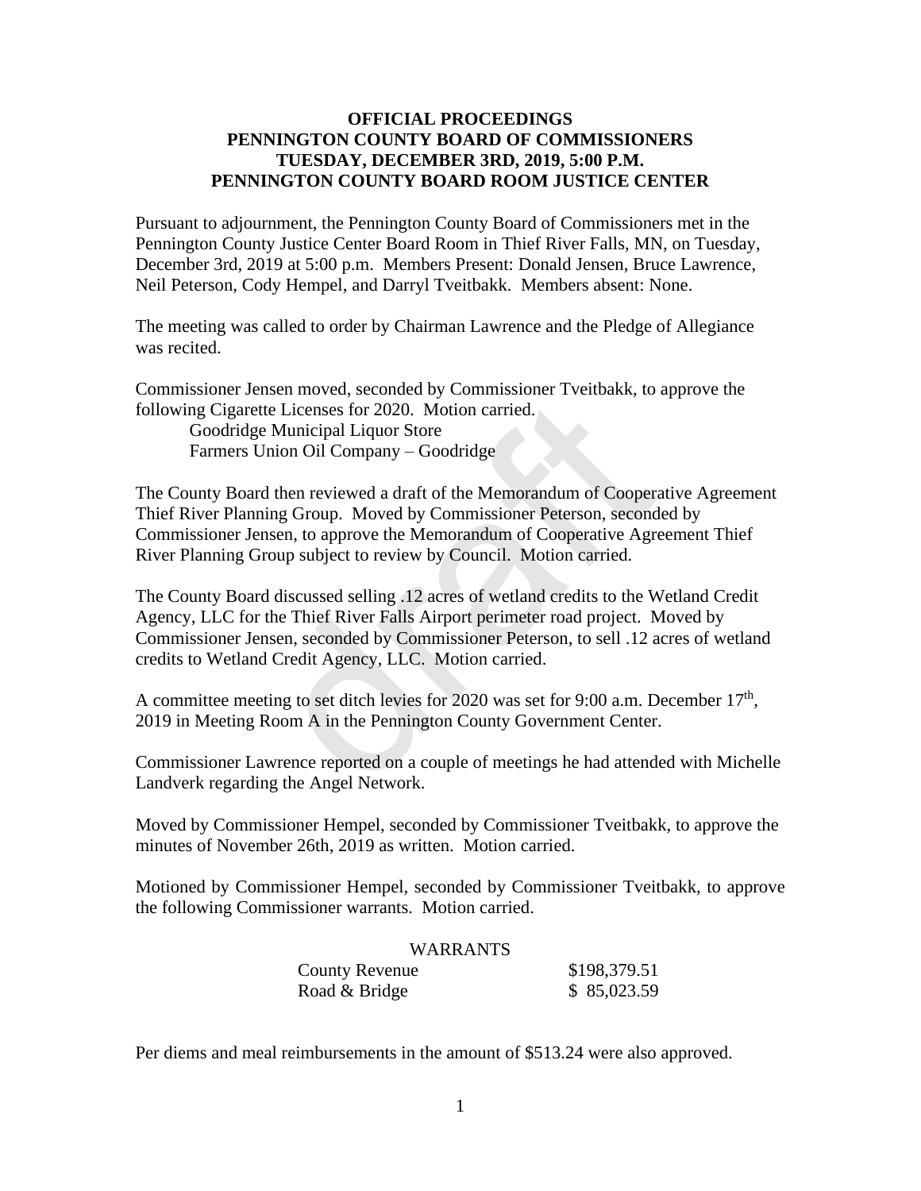**OFFICIAL PROCEEDINGS**
**PENNINGTON COUNTY BOARD OF COMMISSIONERS**
**TUESDAY, DECEMBER 3RD, 2019, 5:00 P.M.**
**PENNINGTON COUNTY BOARD ROOM JUSTICE CENTER**

Pursuant to adjournment, the Pennington County Board of Commissioners met in the Pennington County Justice Center Board Room in Thief River Falls, MN, on Tuesday, December 3rd, 2019 at 5:00 p.m. Members Present: Donald Jensen, Bruce Lawrence, Neil Peterson, Cody Hempel, and Darryl Tveitbakk. Members absent: None.

The meeting was called to order by Chairman Lawrence and the Pledge of Allegiance was recited.

Commissioner Jensen moved, seconded by Commissioner Tveitbakk, to approve the following Cigarette Licenses for 2020. Motion carried.

Goodridge Municipal Liquor Store
Farmers Union Oil Company – Goodridge

The County Board then reviewed a draft of the Memorandum of Cooperative Agreement Thief River Planning Group. Moved by Commissioner Peterson, seconded by Commissioner Jensen, to approve the Memorandum of Cooperative Agreement Thief River Planning Group subject to review by Council. Motion carried.

The County Board discussed selling .12 acres of wetland credits to the Wetland Credit Agency, LLC for the Thief River Falls Airport perimeter road project. Moved by Commissioner Jensen, seconded by Commissioner Peterson, to sell .12 acres of wetland credits to Wetland Credit Agency, LLC. Motion carried.

A committee meeting to set ditch levies for 2020 was set for 9:00 a.m. December 17th, 2019 in Meeting Room A in the Pennington County Government Center.

Commissioner Lawrence reported on a couple of meetings he had attended with Michelle Landverk regarding the Angel Network.

Moved by Commissioner Hempel, seconded by Commissioner Tveitbakk, to approve the minutes of November 26th, 2019 as written. Motion carried.

Motioned by Commissioner Hempel, seconded by Commissioner Tveitbakk, to approve the following Commissioner warrants. Motion carried.

| WARRANTS | |
|---|---|
| County Revenue | $198,379.51 |
| Road & Bridge | $ 85,023.59 |

Per diems and meal reimbursements in the amount of $513.24 were also approved.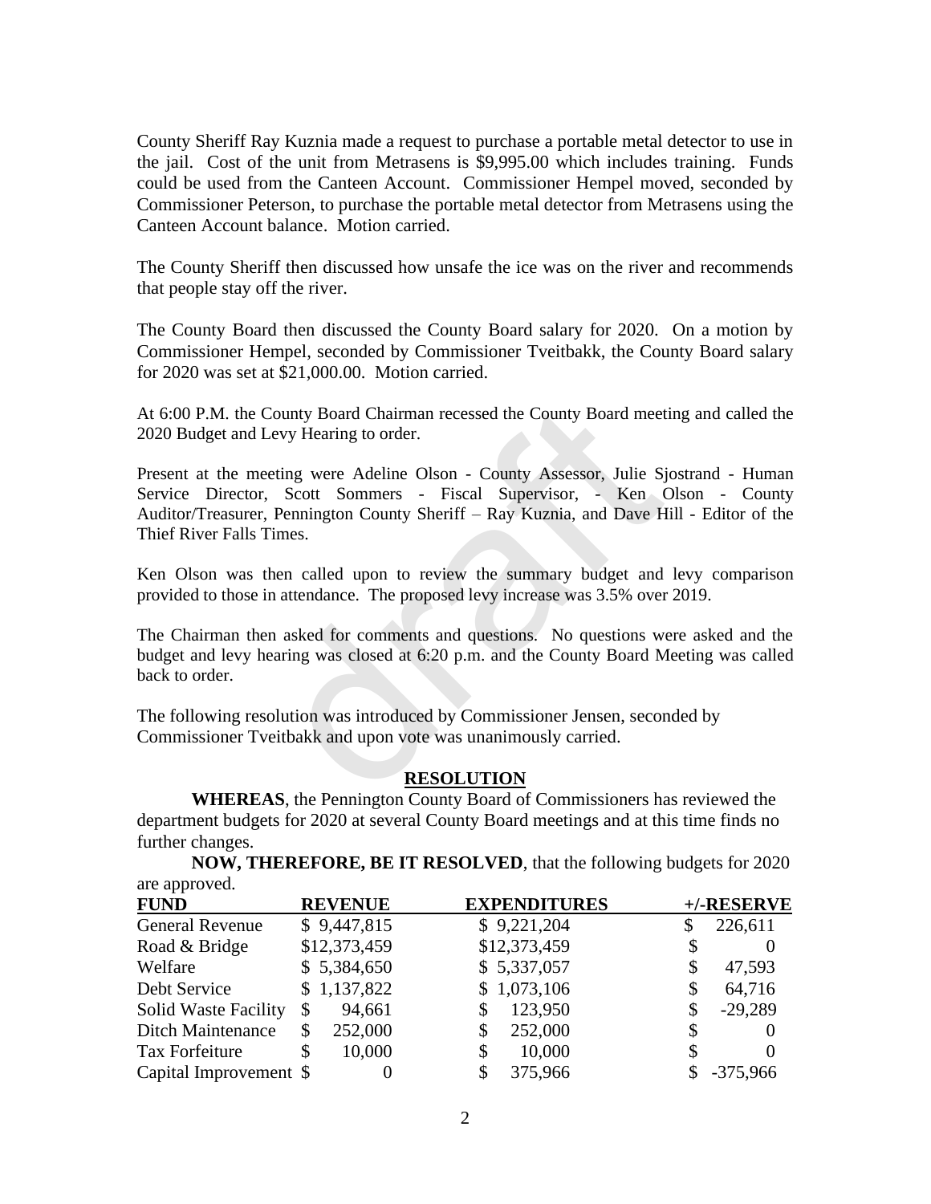County Sheriff Ray Kuznia made a request to purchase a portable metal detector to use in the jail. Cost of the unit from Metrasens is $9,995.00 which includes training. Funds could be used from the Canteen Account. Commissioner Hempel moved, seconded by Commissioner Peterson, to purchase the portable metal detector from Metrasens using the Canteen Account balance. Motion carried.

The County Sheriff then discussed how unsafe the ice was on the river and recommends that people stay off the river.

The County Board then discussed the County Board salary for 2020. On a motion by Commissioner Hempel, seconded by Commissioner Tveitbakk, the County Board salary for 2020 was set at $21,000.00. Motion carried.

At 6:00 P.M. the County Board Chairman recessed the County Board meeting and called the 2020 Budget and Levy Hearing to order.

Present at the meeting were Adeline Olson - County Assessor, Julie Sjostrand - Human Service Director, Scott Sommers - Fiscal Supervisor, - Ken Olson - County Auditor/Treasurer, Pennington County Sheriff – Ray Kuznia, and Dave Hill - Editor of the Thief River Falls Times.

Ken Olson was then called upon to review the summary budget and levy comparison provided to those in attendance. The proposed levy increase was 3.5% over 2019.

The Chairman then asked for comments and questions. No questions were asked and the budget and levy hearing was closed at 6:20 p.m. and the County Board Meeting was called back to order.

The following resolution was introduced by Commissioner Jensen, seconded by Commissioner Tveitbakk and upon vote was unanimously carried.

**RESOLUTION**

**WHEREAS**, the Pennington County Board of Commissioners has reviewed the department budgets for 2020 at several County Board meetings and at this time finds no further changes.

**NOW, THEREFORE, BE IT RESOLVED**, that the following budgets for 2020 are approved.

| FUND | REVENUE | EXPENDITURES | +/-RESERVE |
|---|---|---|---|
| General Revenue | $ 9,447,815 | $ 9,221,204 | $ 226,611 |
| Road & Bridge | $12,373,459 | $12,373,459 | $ 0 |
| Welfare | $ 5,384,650 | $ 5,337,057 | $ 47,593 |
| Debt Service | $ 1,137,822 | $ 1,073,106 | $ 64,716 |
| Solid Waste Facility | $ 94,661 | $ 123,950 | $ -29,289 |
| Ditch Maintenance | $ 252,000 | $ 252,000 | $ 0 |
| Tax Forfeiture | $ 10,000 | $ 10,000 | $ 0 |
| Capital Improvement | $ 0 | $ 375,966 | $ -375,966 |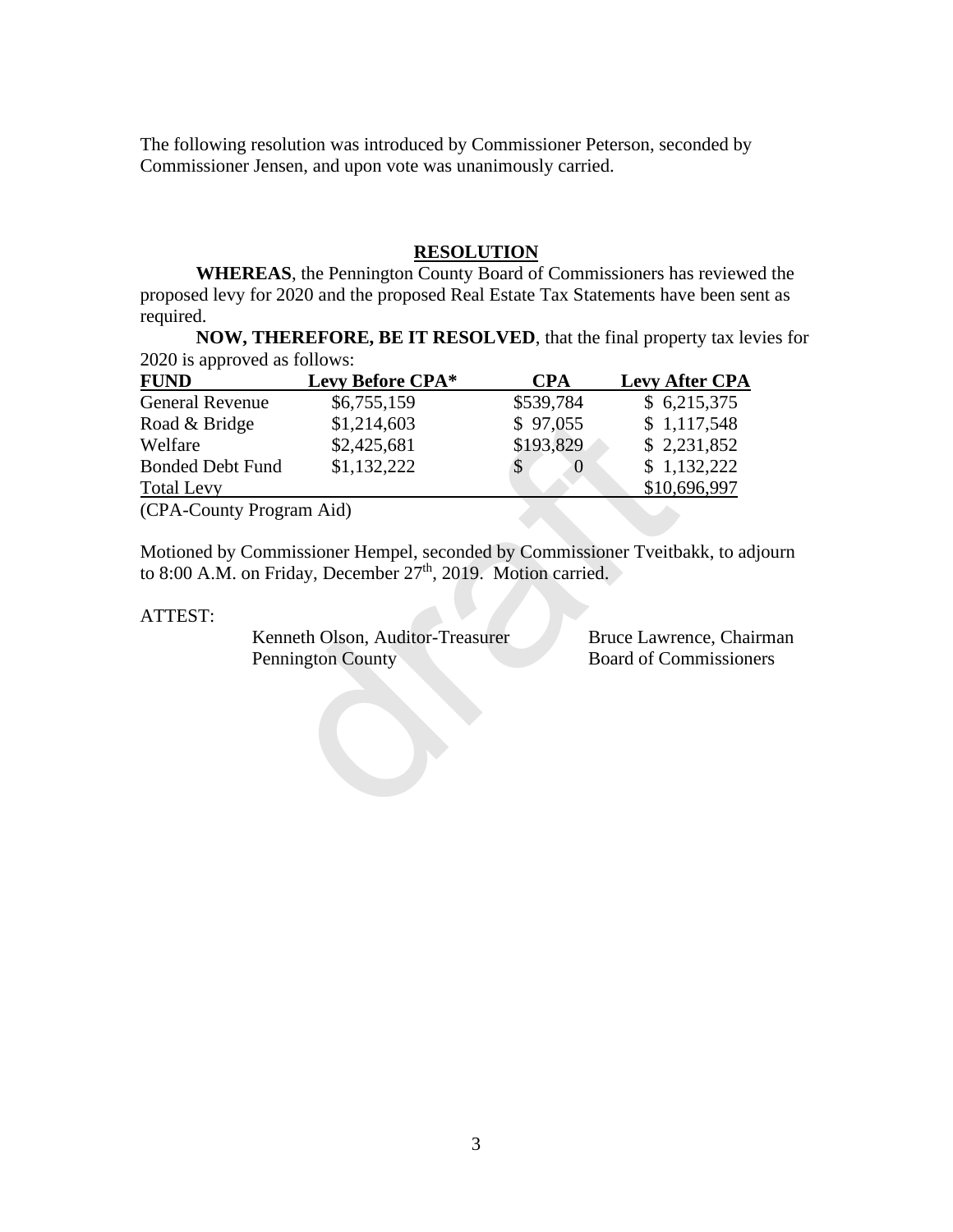The following resolution was introduced by Commissioner Peterson, seconded by Commissioner Jensen, and upon vote was unanimously carried.

**RESOLUTION**

**WHEREAS**, the Pennington County Board of Commissioners has reviewed the proposed levy for 2020 and the proposed Real Estate Tax Statements have been sent as required.

**NOW, THEREFORE, BE IT RESOLVED**, that the final property tax levies for 2020 is approved as follows:

| FUND | Levy Before CPA* | CPA | Levy After CPA |
|---|---|---|---|
| General Revenue | $6,755,159 | $539,784 | $ 6,215,375 |
| Road & Bridge | $1,214,603 | $ 97,055 | $ 1,117,548 |
| Welfare | $2,425,681 | $193,829 | $ 2,231,852 |
| Bonded Debt Fund | $1,132,222 | $ 0 | $ 1,132,222 |
| Total Levy | | | $10,696,997 |

(CPA-County Program Aid)

Motioned by Commissioner Hempel, seconded by Commissioner Tveitbakk, to adjourn to 8:00 A.M. on Friday, December 27th, 2019. Motion carried.

ATTEST:

Kenneth Olson, Auditor-Treasurer
Pennington County

Bruce Lawrence, Chairman
Board of Commissioners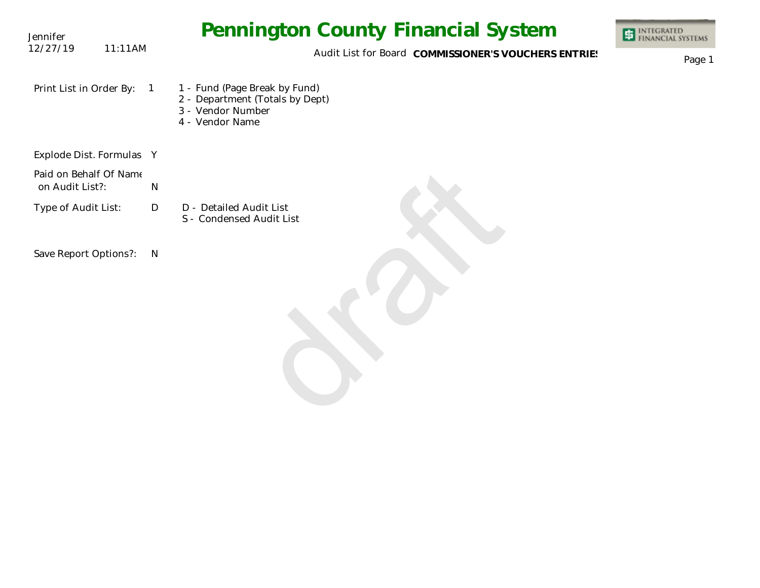Jennifer
12/27/19 11:11AM

# Pennington County Financial System

Audit List for Board **COMMISSIONER'S VOUCHERS ENTRIES**

| | | |
|---|---|---|
| Print List in Order By: | 1 | 1 - Fund (Page Break by Fund)<br>2 - Department (Totals by Dept)<br>3 - Vendor Number<br>4 - Vendor Name |
| Explode Dist. Formulas | Y | |
| Paid on Behalf Of Name on Audit List?: | N | |
| Type of Audit List: | D | D - Detailed Audit List<br>S - Condensed Audit List |
| Save Report Options?: | N | |

draft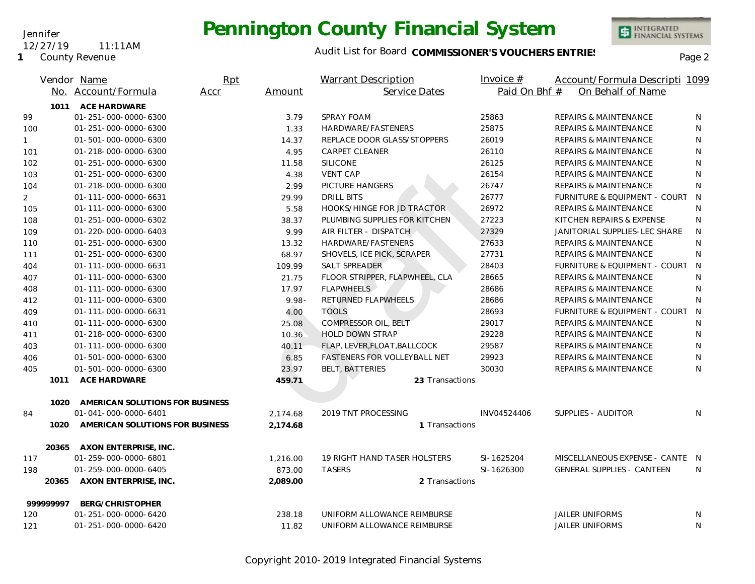# Pennington County Financial System

Jennifer
12/27/19 11:11AM
1 County Revenue

Audit List for Board **COMMISSIONER'S VOUCHERS ENTRIES**

| Vendor No. | Name / Account/Formula | Rpt Accr | Amount | Warrant Description / Service Dates | Invoice # / Paid On Bhf # | Account/Formula Descripti / On Behalf of Name | 1099 |
|---|---|---|---|---|---|---|---|
| 1011 | **ACE HARDWARE** | | | | | | |
| 99 | 01-251-000-0000-6300 | | 3.79 | SPRAY FOAM | 25863 | REPAIRS & MAINTENANCE | N |
| 100 | 01-251-000-0000-6300 | | 1.33 | HARDWARE/FASTENERS | 25875 | REPAIRS & MAINTENANCE | N |
| 1 | 01-501-000-0000-6300 | | 14.37 | REPLACE DOOR GLASS/STOPPERS | 26019 | REPAIRS & MAINTENANCE | N |
| 101 | 01-218-000-0000-6300 | | 4.95 | CARPET CLEANER | 26110 | REPAIRS & MAINTENANCE | N |
| 102 | 01-251-000-0000-6300 | | 11.58 | SILICONE | 26125 | REPAIRS & MAINTENANCE | N |
| 103 | 01-251-000-0000-6300 | | 4.38 | VENT CAP | 26154 | REPAIRS & MAINTENANCE | N |
| 104 | 01-218-000-0000-6300 | | 2.99 | PICTURE HANGERS | 26747 | REPAIRS & MAINTENANCE | N |
| 2 | 01-111-000-0000-6631 | | 29.99 | DRILL BITS | 26777 | FURNITURE & EQUIPMENT - COURT | N |
| 105 | 01-111-000-0000-6300 | | 5.58 | HOOKS/HINGE FOR JD TRACTOR | 26972 | REPAIRS & MAINTENANCE | N |
| 108 | 01-251-000-0000-6302 | | 38.37 | PLUMBING SUPPLIES FOR KITCHEN | 27223 | KITCHEN REPAIRS & EXPENSE | N |
| 109 | 01-220-000-0000-6403 | | 9.99 | AIR FILTER - DISPATCH | 27329 | JANITORIAL SUPPLIES-LEC SHARE | N |
| 110 | 01-251-000-0000-6300 | | 13.32 | HARDWARE/FASTENERS | 27633 | REPAIRS & MAINTENANCE | N |
| 111 | 01-251-000-0000-6300 | | 68.97 | SHOVELS, ICE PICK, SCRAPER | 27731 | REPAIRS & MAINTENANCE | N |
| 404 | 01-111-000-0000-6631 | | 109.99 | SALT SPREADER | 28403 | FURNITURE & EQUIPMENT - COURT | N |
| 407 | 01-111-000-0000-6300 | | 21.75 | FLOOR STRIPPER, FLAPWHEEL, CLA | 28665 | REPAIRS & MAINTENANCE | N |
| 408 | 01-111-000-0000-6300 | | 17.97 | FLAPWHEELS | 28686 | REPAIRS & MAINTENANCE | N |
| 412 | 01-111-000-0000-6300 | | 9.98- | RETURNED FLAPWHEELS | 28686 | REPAIRS & MAINTENANCE | N |
| 409 | 01-111-000-0000-6631 | | 4.00 | TOOLS | 28693 | FURNITURE & EQUIPMENT - COURT | N |
| 410 | 01-111-000-0000-6300 | | 25.08 | COMPRESSOR OIL, BELT | 29017 | REPAIRS & MAINTENANCE | N |
| 411 | 01-218-000-0000-6300 | | 10.36 | HOLD DOWN STRAP | 29228 | REPAIRS & MAINTENANCE | N |
| 403 | 01-111-000-0000-6300 | | 40.11 | FLAP, LEVER,FLOAT,BALLCOCK | 29587 | REPAIRS & MAINTENANCE | N |
| 406 | 01-501-000-0000-6300 | | 6.85 | FASTENERS FOR VOLLEYBALL NET | 29923 | REPAIRS & MAINTENANCE | N |
| 405 | 01-501-000-0000-6300 | | 23.97 | BELT, BATTERIES | 30030 | REPAIRS & MAINTENANCE | N |
| 1011 | **ACE HARDWARE** | | **459.71** | **23** Transactions | | | |
| 1020 | **AMERICAN SOLUTIONS FOR BUSINESS** | | | | | | |
| 84 | 01-041-000-0000-6401 | | 2,174.68 | 2019 TNT PROCESSING | INV04524406 | SUPPLIES - AUDITOR | N |
| 1020 | **AMERICAN SOLUTIONS FOR BUSINESS** | | **2,174.68** | **1** Transactions | | | |
| 20365 | **AXON ENTERPRISE, INC.** | | | | | | |
| 117 | 01-259-000-0000-6801 | | 1,216.00 | 19 RIGHT HAND TASER HOLSTERS | SI-1625204 | MISCELLANEOUS EXPENSE - CANTE | N |
| 198 | 01-259-000-0000-6405 | | 873.00 | TASERS | SI-1626300 | GENERAL SUPPLIES - CANTEEN | N |
| 20365 | **AXON ENTERPRISE, INC.** | | **2,089.00** | **2** Transactions | | | |
| 999999997 | **BERG/CHRISTOPHER** | | | | | | |
| 120 | 01-251-000-0000-6420 | | 238.18 | UNIFORM ALLOWANCE REIMBURSE | | JAILER UNIFORMS | N |
| 121 | 01-251-000-0000-6420 | | 11.82 | UNIFORM ALLOWANCE REIMBURSE | | JAILER UNIFORMS | N |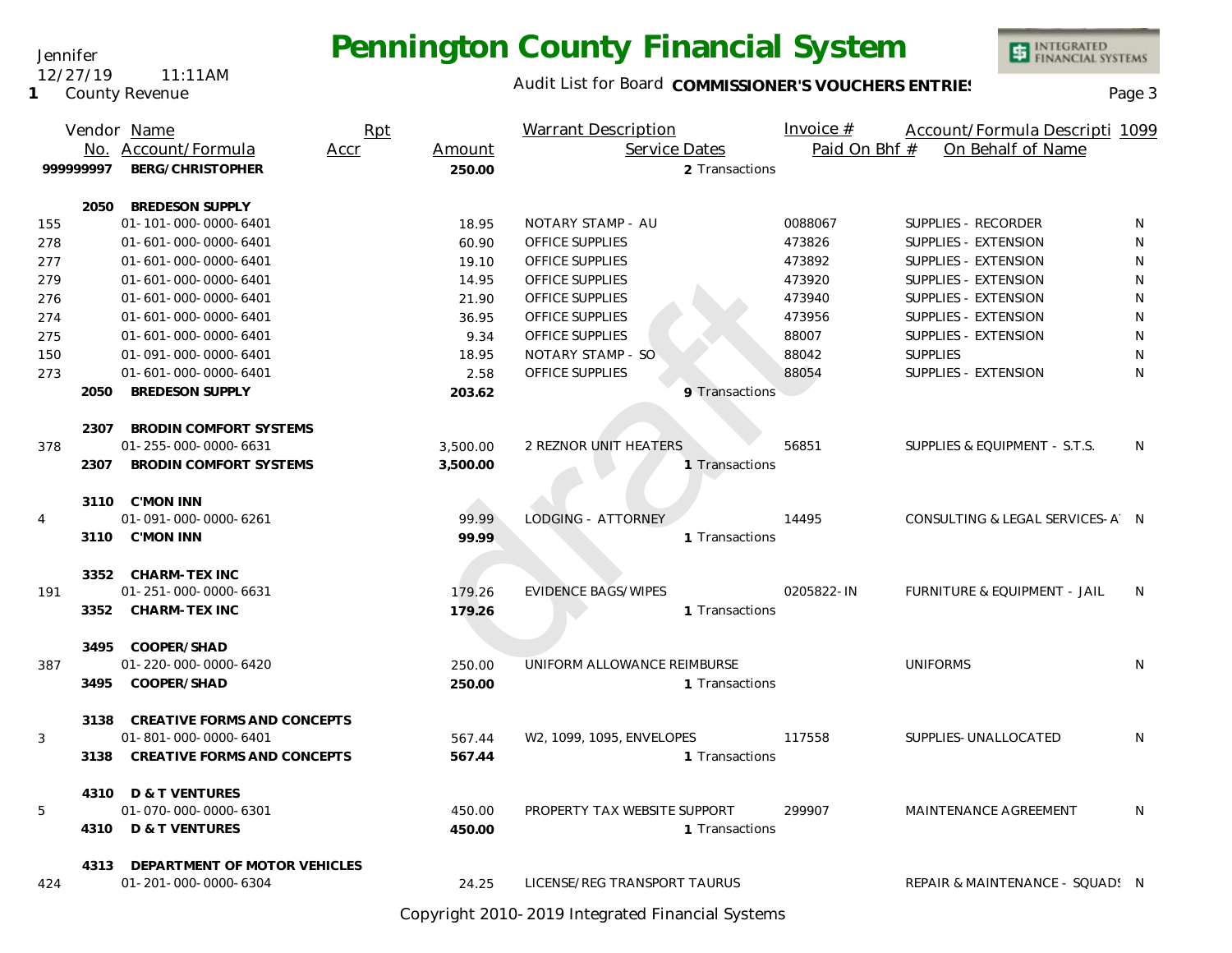Jennifer
12/27/19 11:11AM
1 County Revenue

# Pennington County Financial System

Audit List for Board **COMMISSIONER'S VOUCHERS ENTRIES**

| | Vendor No. | Name / Account/Formula | Rpt Accr | Amount | Warrant Description / Service Dates | Invoice # / Paid On Bhf # | Account/Formula Description / On Behalf of Name | 1099 |
|---|---|---|---|---|---|---|---|---|
| | 999999997 | **BERG/CHRISTOPHER** | | **250.00** | 2 Transactions | | | |
| | 2050 | **BREDESON SUPPLY** | | | | | | |
| 155 | | 01-101-000-0000-6401 | | 18.95 | NOTARY STAMP - AU | 0088067 | SUPPLIES - RECORDER | N |
| 278 | | 01-601-000-0000-6401 | | 60.90 | OFFICE SUPPLIES | 473826 | SUPPLIES - EXTENSION | N |
| 277 | | 01-601-000-0000-6401 | | 19.10 | OFFICE SUPPLIES | 473892 | SUPPLIES - EXTENSION | N |
| 279 | | 01-601-000-0000-6401 | | 14.95 | OFFICE SUPPLIES | 473920 | SUPPLIES - EXTENSION | N |
| 276 | | 01-601-000-0000-6401 | | 21.90 | OFFICE SUPPLIES | 473940 | SUPPLIES - EXTENSION | N |
| 274 | | 01-601-000-0000-6401 | | 36.95 | OFFICE SUPPLIES | 473956 | SUPPLIES - EXTENSION | N |
| 275 | | 01-601-000-0000-6401 | | 9.34 | OFFICE SUPPLIES | 88007 | SUPPLIES - EXTENSION | N |
| 150 | | 01-091-000-0000-6401 | | 18.95 | NOTARY STAMP - SO | 88042 | SUPPLIES | N |
| 273 | | 01-601-000-0000-6401 | | 2.58 | OFFICE SUPPLIES | 88054 | SUPPLIES - EXTENSION | N |
| | 2050 | **BREDESON SUPPLY** | | **203.62** | 9 Transactions | | | |
| | 2307 | **BRODIN COMFORT SYSTEMS** | | | | | | |
| 378 | | 01-255-000-0000-6631 | | 3,500.00 | 2 REZNOR UNIT HEATERS | 56851 | SUPPLIES & EQUIPMENT - S.T.S. | N |
| | 2307 | **BRODIN COMFORT SYSTEMS** | | **3,500.00** | 1 Transactions | | | |
| | 3110 | **C'MON INN** | | | | | | |
| 4 | | 01-091-000-0000-6261 | | 99.99 | LODGING - ATTORNEY | 14495 | CONSULTING & LEGAL SERVICES-A | N |
| | 3110 | **C'MON INN** | | **99.99** | 1 Transactions | | | |
| | 3352 | **CHARM-TEX INC** | | | | | | |
| 191 | | 01-251-000-0000-6631 | | 179.26 | EVIDENCE BAGS/WIPES | 0205822-IN | FURNITURE & EQUIPMENT - JAIL | N |
| | 3352 | **CHARM-TEX INC** | | **179.26** | 1 Transactions | | | |
| | 3495 | **COOPER/SHAD** | | | | | | |
| 387 | | 01-220-000-0000-6420 | | 250.00 | UNIFORM ALLOWANCE REIMBURSE | | UNIFORMS | N |
| | 3495 | **COOPER/SHAD** | | **250.00** | 1 Transactions | | | |
| | 3138 | **CREATIVE FORMS AND CONCEPTS** | | | | | | |
| 3 | | 01-801-000-0000-6401 | | 567.44 | W2, 1099, 1095, ENVELOPES | 117558 | SUPPLIES-UNALLOCATED | N |
| | 3138 | **CREATIVE FORMS AND CONCEPTS** | | **567.44** | 1 Transactions | | | |
| | 4310 | **D & T VENTURES** | | | | | | |
| 5 | | 01-070-000-0000-6301 | | 450.00 | PROPERTY TAX WEBSITE SUPPORT | 299907 | MAINTENANCE AGREEMENT | N |
| | 4310 | **D & T VENTURES** | | **450.00** | 1 Transactions | | | |
| | 4313 | **DEPARTMENT OF MOTOR VEHICLES** | | | | | | |
| 424 | | 01-201-000-0000-6304 | | 24.25 | LICENSE/REG TRANSPORT TAURUS | | REPAIR & MAINTENANCE - SQUADS | N |

Copyright 2010-2019 Integrated Financial Systems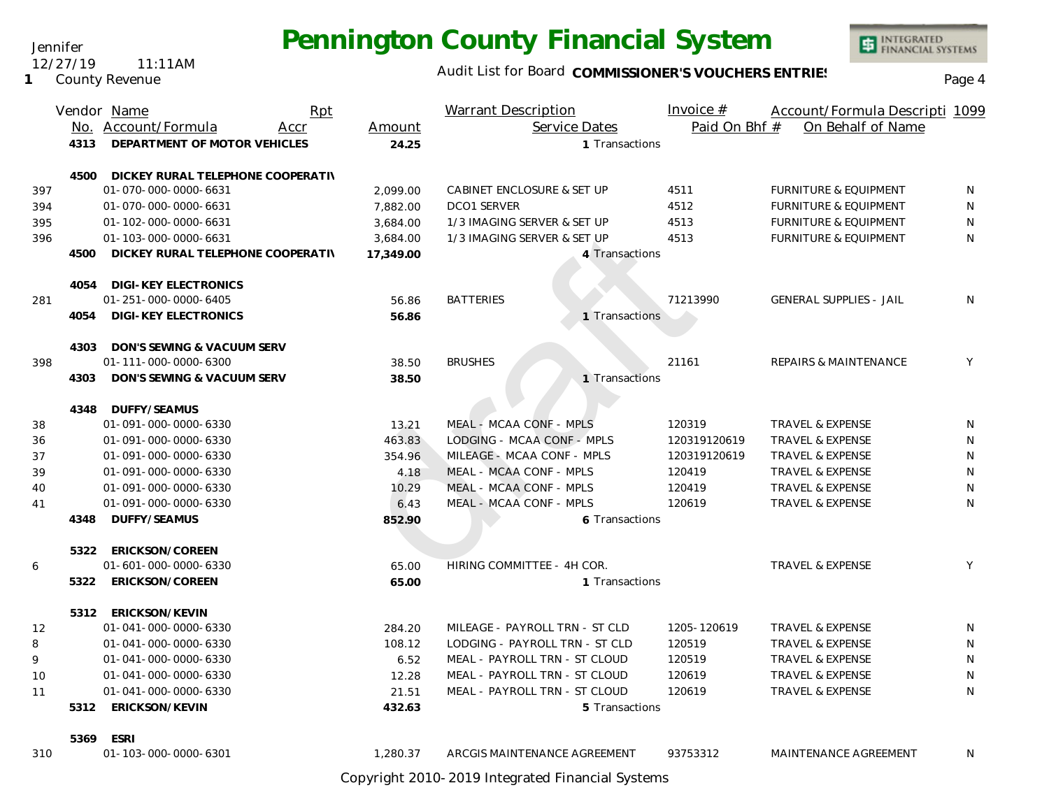# Pennington County Financial System

Jennifer
12/27/19 11:11AM
1 County Revenue

Audit List for Board **COMMISSIONER'S VOUCHERS ENTRIES**

| | Vendor No. | Name / Account/Formula | Rpt Accr | Amount | Warrant Description / Service Dates | Invoice # / Paid On Bhf # | Account/Formula Description / On Behalf of Name | 1099 |
|---|---|---|---|---|---|---|---|---|
| | 4313 | **DEPARTMENT OF MOTOR VEHICLES** | | **24.25** | 1 Transactions | | | |
| | 4500 | **DICKEY RURAL TELEPHONE COOPERATIV** | | | | | | |
| 397 | | 01-070-000-0000-6631 | | 2,099.00 | CABINET ENCLOSURE & SET UP | 4511 | FURNITURE & EQUIPMENT | N |
| 394 | | 01-070-000-0000-6631 | | 7,882.00 | DCO1 SERVER | 4512 | FURNITURE & EQUIPMENT | N |
| 395 | | 01-102-000-0000-6631 | | 3,684.00 | 1/3 IMAGING SERVER & SET UP | 4513 | FURNITURE & EQUIPMENT | N |
| 396 | | 01-103-000-0000-6631 | | 3,684.00 | 1/3 IMAGING SERVER & SET UP | 4513 | FURNITURE & EQUIPMENT | N |
| | 4500 | **DICKEY RURAL TELEPHONE COOPERATIV** | | **17,349.00** | 4 Transactions | | | |
| | 4054 | **DIGI-KEY ELECTRONICS** | | | | | | |
| 281 | | 01-251-000-0000-6405 | | 56.86 | BATTERIES | 71213990 | GENERAL SUPPLIES - JAIL | N |
| | 4054 | **DIGI-KEY ELECTRONICS** | | **56.86** | 1 Transactions | | | |
| | 4303 | **DON'S SEWING & VACUUM SERV** | | | | | | |
| 398 | | 01-111-000-0000-6300 | | 38.50 | BRUSHES | 21161 | REPAIRS & MAINTENANCE | Y |
| | 4303 | **DON'S SEWING & VACUUM SERV** | | **38.50** | 1 Transactions | | | |
| | 4348 | **DUFFY/SEAMUS** | | | | | | |
| 38 | | 01-091-000-0000-6330 | | 13.21 | MEAL - MCAA CONF - MPLS | 120319 | TRAVEL & EXPENSE | N |
| 36 | | 01-091-000-0000-6330 | | 463.83 | LODGING - MCAA CONF - MPLS | 120319120619 | TRAVEL & EXPENSE | N |
| 37 | | 01-091-000-0000-6330 | | 354.96 | MILEAGE - MCAA CONF - MPLS | 120319120619 | TRAVEL & EXPENSE | N |
| 39 | | 01-091-000-0000-6330 | | 4.18 | MEAL - MCAA CONF - MPLS | 120419 | TRAVEL & EXPENSE | N |
| 40 | | 01-091-000-0000-6330 | | 10.29 | MEAL - MCAA CONF - MPLS | 120419 | TRAVEL & EXPENSE | N |
| 41 | | 01-091-000-0000-6330 | | 6.43 | MEAL - MCAA CONF - MPLS | 120619 | TRAVEL & EXPENSE | N |
| | 4348 | **DUFFY/SEAMUS** | | **852.90** | 6 Transactions | | | |
| | 5322 | **ERICKSON/COREEN** | | | | | | |
| 6 | | 01-601-000-0000-6330 | | 65.00 | HIRING COMMITTEE - 4H COR. | | TRAVEL & EXPENSE | Y |
| | 5322 | **ERICKSON/COREEN** | | **65.00** | 1 Transactions | | | |
| | 5312 | **ERICKSON/KEVIN** | | | | | | |
| 12 | | 01-041-000-0000-6330 | | 284.20 | MILEAGE - PAYROLL TRN - ST CLD | 1205-120619 | TRAVEL & EXPENSE | N |
| 8 | | 01-041-000-0000-6330 | | 108.12 | LODGING - PAYROLL TRN - ST CLD | 120519 | TRAVEL & EXPENSE | N |
| 9 | | 01-041-000-0000-6330 | | 6.52 | MEAL - PAYROLL TRN - ST CLOUD | 120519 | TRAVEL & EXPENSE | N |
| 10 | | 01-041-000-0000-6330 | | 12.28 | MEAL - PAYROLL TRN - ST CLOUD | 120619 | TRAVEL & EXPENSE | N |
| 11 | | 01-041-000-0000-6330 | | 21.51 | MEAL - PAYROLL TRN - ST CLOUD | 120619 | TRAVEL & EXPENSE | N |
| | 5312 | **ERICKSON/KEVIN** | | **432.63** | 5 Transactions | | | |
| | 5369 | **ESRI** | | | | | | |
| 310 | | 01-103-000-0000-6301 | | 1,280.37 | ARCGIS MAINTENANCE AGREEMENT | 93753312 | MAINTENANCE AGREEMENT | N |

Copyright 2010-2019 Integrated Financial Systems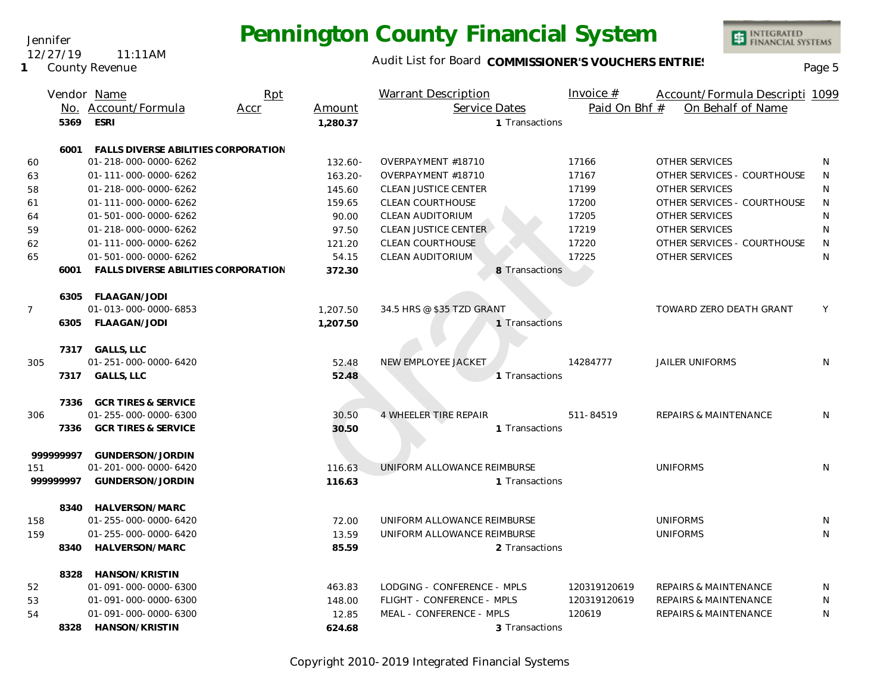Jennifer
12/27/19 11:11AM
1 County Revenue

# Pennington County Financial System

Audit List for Board **COMMISSIONER'S VOUCHERS ENTRIES**

| | Vendor No. | Name / Account/Formula | Rpt Accr | Amount | Warrant Description / Service Dates | Invoice # / Paid On Bhf # | Account/Formula Descripti / On Behalf of Name | 1099 |
|---|---|---|---|---|---|---|---|---|
| | 5369 | **ESRI** | | **1,280.37** | 1 Transactions | | | |
| | 6001 | **FALLS DIVERSE ABILITIES CORPORATION** | | | | | | |
| 60 | | 01-218-000-0000-6262 | | 132.60- | OVERPAYMENT #18710 | 17166 | OTHER SERVICES | N |
| 63 | | 01-111-000-0000-6262 | | 163.20- | OVERPAYMENT #18710 | 17167 | OTHER SERVICES - COURTHOUSE | N |
| 58 | | 01-218-000-0000-6262 | | 145.60 | CLEAN JUSTICE CENTER | 17199 | OTHER SERVICES | N |
| 61 | | 01-111-000-0000-6262 | | 159.65 | CLEAN COURTHOUSE | 17200 | OTHER SERVICES - COURTHOUSE | N |
| 64 | | 01-501-000-0000-6262 | | 90.00 | CLEAN AUDITORIUM | 17205 | OTHER SERVICES | N |
| 59 | | 01-218-000-0000-6262 | | 97.50 | CLEAN JUSTICE CENTER | 17219 | OTHER SERVICES | N |
| 62 | | 01-111-000-0000-6262 | | 121.20 | CLEAN COURTHOUSE | 17220 | OTHER SERVICES - COURTHOUSE | N |
| 65 | | 01-501-000-0000-6262 | | 54.15 | CLEAN AUDITORIUM | 17225 | OTHER SERVICES | N |
| | 6001 | **FALLS DIVERSE ABILITIES CORPORATION** | | **372.30** | 8 Transactions | | | |
| | 6305 | **FLAAGAN/JODI** | | | | | | |
| 7 | | 01-013-000-0000-6853 | | 1,207.50 | 34.5 HRS @ $35 TZD GRANT | | TOWARD ZERO DEATH GRANT | Y |
| | 6305 | **FLAAGAN/JODI** | | **1,207.50** | 1 Transactions | | | |
| | 7317 | **GALLS, LLC** | | | | | | |
| 305 | | 01-251-000-0000-6420 | | 52.48 | NEW EMPLOYEE JACKET | 14284777 | JAILER UNIFORMS | N |
| | 7317 | **GALLS, LLC** | | **52.48** | 1 Transactions | | | |
| | 7336 | **GCR TIRES & SERVICE** | | | | | | |
| 306 | | 01-255-000-0000-6300 | | 30.50 | 4 WHEELER TIRE REPAIR | 511-84519 | REPAIRS & MAINTENANCE | N |
| | 7336 | **GCR TIRES & SERVICE** | | **30.50** | 1 Transactions | | | |
| | 999999997 | **GUNDERSON/JORDIN** | | | | | | |
| 151 | | 01-201-000-0000-6420 | | 116.63 | UNIFORM ALLOWANCE REIMBURSE | | UNIFORMS | N |
| | 999999997 | **GUNDERSON/JORDIN** | | **116.63** | 1 Transactions | | | |
| | 8340 | **HALVERSON/MARC** | | | | | | |
| 158 | | 01-255-000-0000-6420 | | 72.00 | UNIFORM ALLOWANCE REIMBURSE | | UNIFORMS | N |
| 159 | | 01-255-000-0000-6420 | | 13.59 | UNIFORM ALLOWANCE REIMBURSE | | UNIFORMS | N |
| | 8340 | **HALVERSON/MARC** | | **85.59** | 2 Transactions | | | |
| | 8328 | **HANSON/KRISTIN** | | | | | | |
| 52 | | 01-091-000-0000-6300 | | 463.83 | LODGING - CONFERENCE - MPLS | 120319120619 | REPAIRS & MAINTENANCE | N |
| 53 | | 01-091-000-0000-6300 | | 148.00 | FLIGHT - CONFERENCE - MPLS | 120319120619 | REPAIRS & MAINTENANCE | N |
| 54 | | 01-091-000-0000-6300 | | 12.85 | MEAL - CONFERENCE - MPLS | 120619 | REPAIRS & MAINTENANCE | N |
| | 8328 | **HANSON/KRISTIN** | | **624.68** | 3 Transactions | | | |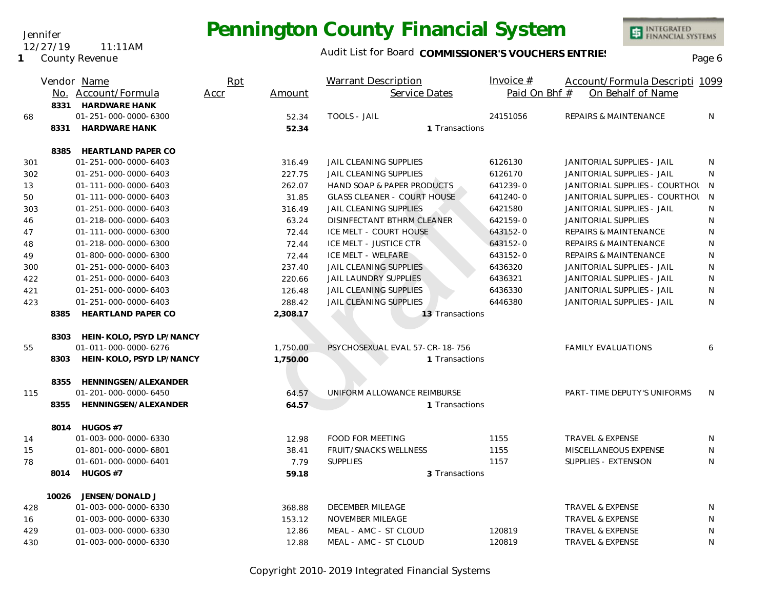# Pennington County Financial System

Jennifer
12/27/19 11:11AM
1 County Revenue

Audit List for Board **COMMISSIONER'S VOUCHERS ENTRIES**

| Vendor No. | Name / Account/Formula | Rpt Accr | Amount | Warrant Description / Service Dates | Invoice # / Paid On Bhf # | Account/Formula Descripti / On Behalf of Name | 1099 |
|---|---|---|---|---|---|---|---|
| 8331 | **HARDWARE HANK** | | | | | | |
| 68 | 01-251-000-0000-6300 | | 52.34 | TOOLS - JAIL | 24151056 | REPAIRS & MAINTENANCE | N |
| 8331 | **HARDWARE HANK** | | **52.34** | 1 Transactions | | | |
| 8385 | **HEARTLAND PAPER CO** | | | | | | |
| 301 | 01-251-000-0000-6403 | | 316.49 | JAIL CLEANING SUPPLIES | 6126130 | JANITORIAL SUPPLIES - JAIL | N |
| 302 | 01-251-000-0000-6403 | | 227.75 | JAIL CLEANING SUPPLIES | 6126170 | JANITORIAL SUPPLIES - JAIL | N |
| 13 | 01-111-000-0000-6403 | | 262.07 | HAND SOAP & PAPER PRODUCTS | 641239-0 | JANITORIAL SUPPLIES - COURTHOU | N |
| 50 | 01-111-000-0000-6403 | | 31.85 | GLASS CLEANER - COURT HOUSE | 641240-0 | JANITORIAL SUPPLIES - COURTHOU | N |
| 303 | 01-251-000-0000-6403 | | 316.49 | JAIL CLEANING SUPPLIES | 6421580 | JANITORIAL SUPPLIES - JAIL | N |
| 46 | 01-218-000-0000-6403 | | 63.24 | DISINFECTANT BTHRM CLEANER | 642159-0 | JANITORIAL SUPPLIES | N |
| 47 | 01-111-000-0000-6300 | | 72.44 | ICE MELT - COURT HOUSE | 643152-0 | REPAIRS & MAINTENANCE | N |
| 48 | 01-218-000-0000-6300 | | 72.44 | ICE MELT - JUSTICE CTR | 643152-0 | REPAIRS & MAINTENANCE | N |
| 49 | 01-800-000-0000-6300 | | 72.44 | ICE MELT - WELFARE | 643152-0 | REPAIRS & MAINTENANCE | N |
| 300 | 01-251-000-0000-6403 | | 237.40 | JAIL CLEANING SUPPLIES | 6436320 | JANITORIAL SUPPLIES - JAIL | N |
| 422 | 01-251-000-0000-6403 | | 220.66 | JAIL LAUNDRY SUPPLIES | 6436321 | JANITORIAL SUPPLIES - JAIL | N |
| 421 | 01-251-000-0000-6403 | | 126.48 | JAIL CLEANING SUPPLIES | 6436330 | JANITORIAL SUPPLIES - JAIL | N |
| 423 | 01-251-000-0000-6403 | | 288.42 | JAIL CLEANING SUPPLIES | 6446380 | JANITORIAL SUPPLIES - JAIL | N |
| 8385 | **HEARTLAND PAPER CO** | | **2,308.17** | 13 Transactions | | | |
| 8303 | **HEIN-KOLO, PSYD LP/NANCY** | | | | | | |
| 55 | 01-011-000-0000-6276 | | 1,750.00 | PSYCHOSEXUAL EVAL 57-CR-18-756 | | FAMILY EVALUATIONS | 6 |
| 8303 | **HEIN-KOLO, PSYD LP/NANCY** | | **1,750.00** | 1 Transactions | | | |
| 8355 | **HENNINGSEN/ALEXANDER** | | | | | | |
| 115 | 01-201-000-0000-6450 | | 64.57 | UNIFORM ALLOWANCE REIMBURSE | | PART-TIME DEPUTY'S UNIFORMS | N |
| 8355 | **HENNINGSEN/ALEXANDER** | | **64.57** | 1 Transactions | | | |
| 8014 | **HUGOS #7** | | | | | | |
| 14 | 01-003-000-0000-6330 | | 12.98 | FOOD FOR MEETING | 1155 | TRAVEL & EXPENSE | N |
| 15 | 01-801-000-0000-6801 | | 38.41 | FRUIT/SNACKS WELLNESS | 1155 | MISCELLANEOUS EXPENSE | N |
| 78 | 01-601-000-0000-6401 | | 7.79 | SUPPLIES | 1157 | SUPPLIES - EXTENSION | N |
| 8014 | **HUGOS #7** | | **59.18** | 3 Transactions | | | |
| 10026 | **JENSEN/DONALD J** | | | | | | |
| 428 | 01-003-000-0000-6330 | | 368.88 | DECEMBER MILEAGE | | TRAVEL & EXPENSE | N |
| 16 | 01-003-000-0000-6330 | | 153.12 | NOVEMBER MILEAGE | | TRAVEL & EXPENSE | N |
| 429 | 01-003-000-0000-6330 | | 12.86 | MEAL - AMC - ST CLOUD | 120819 | TRAVEL & EXPENSE | N |
| 430 | 01-003-000-0000-6330 | | 12.88 | MEAL - AMC - ST CLOUD | 120819 | TRAVEL & EXPENSE | N |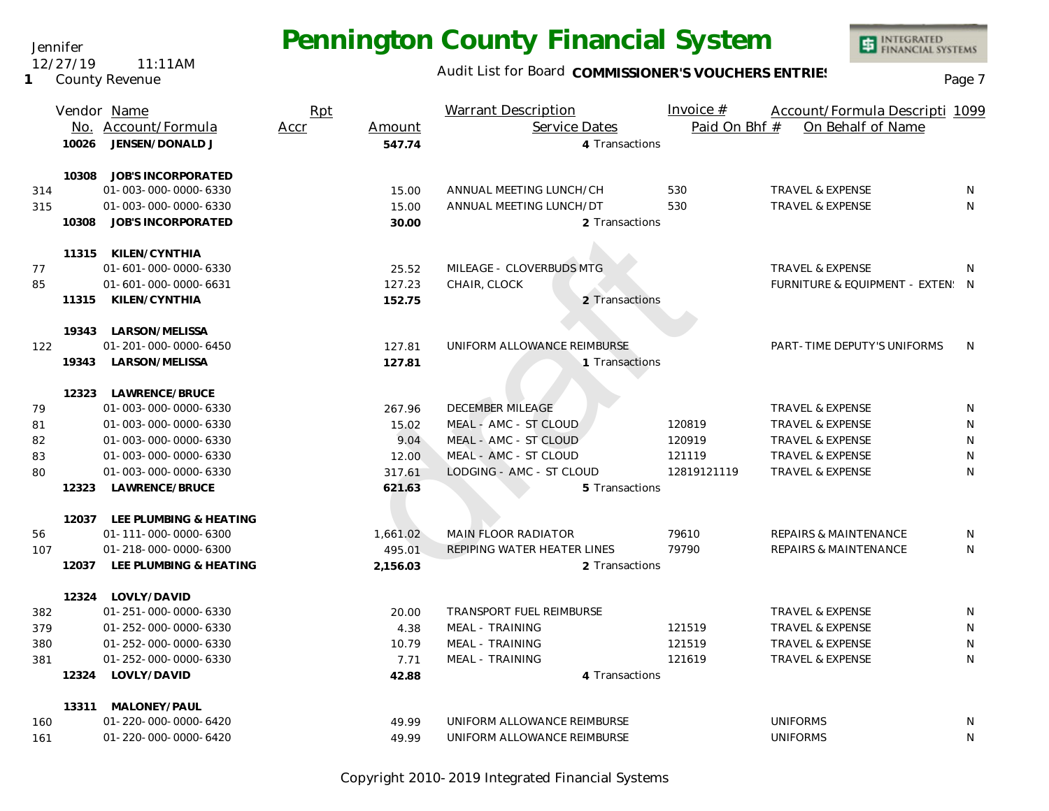Jennifer
12/27/19 11:11AM
1 County Revenue

# Pennington County Financial System

Audit List for Board **COMMISSIONER'S VOUCHERS ENTRIES**

| | Vendor No. | Name / Account/Formula | Rpt Accr | Amount | Warrant Description / Service Dates | Invoice # / Paid On Bhf # | Account/Formula Descripti / On Behalf of Name | 1099 |
|---|---|---|---|---|---|---|---|---|
| | 10026 | **JENSEN/DONALD J** | | **547.74** | 4 Transactions | | | |
| | 10308 | **JOB'S INCORPORATED** | | | | | | |
| 314 | | 01-003-000-0000-6330 | | 15.00 | ANNUAL MEETING LUNCH/CH | 530 | TRAVEL & EXPENSE | N |
| 315 | | 01-003-000-0000-6330 | | 15.00 | ANNUAL MEETING LUNCH/DT | 530 | TRAVEL & EXPENSE | N |
| | 10308 | **JOB'S INCORPORATED** | | **30.00** | 2 Transactions | | | |
| | 11315 | **KILEN/CYNTHIA** | | | | | | |
| 77 | | 01-601-000-0000-6330 | | 25.52 | MILEAGE - CLOVERBUDS MTG | | TRAVEL & EXPENSE | N |
| 85 | | 01-601-000-0000-6631 | | 127.23 | CHAIR, CLOCK | | FURNITURE & EQUIPMENT - EXTEN! | N |
| | 11315 | **KILEN/CYNTHIA** | | **152.75** | 2 Transactions | | | |
| | 19343 | **LARSON/MELISSA** | | | | | | |
| 122 | | 01-201-000-0000-6450 | | 127.81 | UNIFORM ALLOWANCE REIMBURSE | | PART-TIME DEPUTY'S UNIFORMS | N |
| | 19343 | **LARSON/MELISSA** | | **127.81** | 1 Transactions | | | |
| | 12323 | **LAWRENCE/BRUCE** | | | | | | |
| 79 | | 01-003-000-0000-6330 | | 267.96 | DECEMBER MILEAGE | | TRAVEL & EXPENSE | N |
| 81 | | 01-003-000-0000-6330 | | 15.02 | MEAL - AMC - ST CLOUD | 120819 | TRAVEL & EXPENSE | N |
| 82 | | 01-003-000-0000-6330 | | 9.04 | MEAL - AMC - ST CLOUD | 120919 | TRAVEL & EXPENSE | N |
| 83 | | 01-003-000-0000-6330 | | 12.00 | MEAL - AMC - ST CLOUD | 121119 | TRAVEL & EXPENSE | N |
| 80 | | 01-003-000-0000-6330 | | 317.61 | LODGING - AMC - ST CLOUD | 12819121119 | TRAVEL & EXPENSE | N |
| | 12323 | **LAWRENCE/BRUCE** | | **621.63** | 5 Transactions | | | |
| | 12037 | **LEE PLUMBING & HEATING** | | | | | | |
| 56 | | 01-111-000-0000-6300 | | 1,661.02 | MAIN FLOOR RADIATOR | 79610 | REPAIRS & MAINTENANCE | N |
| 107 | | 01-218-000-0000-6300 | | 495.01 | REPIPING WATER HEATER LINES | 79790 | REPAIRS & MAINTENANCE | N |
| | 12037 | **LEE PLUMBING & HEATING** | | **2,156.03** | 2 Transactions | | | |
| | 12324 | **LOVLY/DAVID** | | | | | | |
| 382 | | 01-251-000-0000-6330 | | 20.00 | TRANSPORT FUEL REIMBURSE | | TRAVEL & EXPENSE | N |
| 379 | | 01-252-000-0000-6330 | | 4.38 | MEAL - TRAINING | 121519 | TRAVEL & EXPENSE | N |
| 380 | | 01-252-000-0000-6330 | | 10.79 | MEAL - TRAINING | 121519 | TRAVEL & EXPENSE | N |
| 381 | | 01-252-000-0000-6330 | | 7.71 | MEAL - TRAINING | 121619 | TRAVEL & EXPENSE | N |
| | 12324 | **LOVLY/DAVID** | | **42.88** | 4 Transactions | | | |
| | 13311 | **MALONEY/PAUL** | | | | | | |
| 160 | | 01-220-000-0000-6420 | | 49.99 | UNIFORM ALLOWANCE REIMBURSE | | UNIFORMS | N |
| 161 | | 01-220-000-0000-6420 | | 49.99 | UNIFORM ALLOWANCE REIMBURSE | | UNIFORMS | N |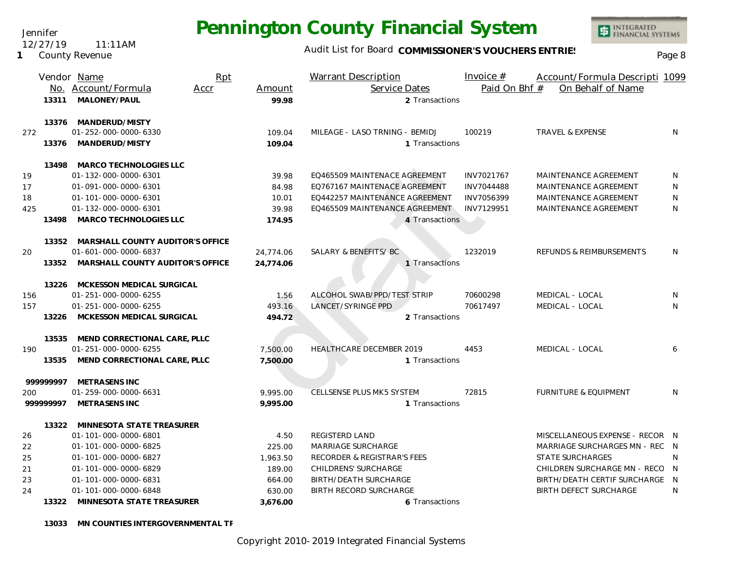Jennifer
12/27/19 11:11AM
1 County Revenue

# Pennington County Financial System

Audit List for Board **COMMISSIONER'S VOUCHERS ENTRIES**

| | Vendor No. | Name / Account/Formula | Rpt Accr | Amount | Warrant Description / Service Dates | Invoice # / Paid On Bhf # | Account/Formula Descripti / On Behalf of Name | 1099 |
|---|---|---|---|---|---|---|---|---|
| | **13311** | **MALONEY/PAUL** | | **99.98** | 2 Transactions | | | |
| | **13376** | **MANDERUD/MISTY** | | | | | | |
| 272 | | 01-252-000-0000-6330 | | 109.04 | MILEAGE - LASO TRNING - BEMIDJ | 100219 | TRAVEL & EXPENSE | N |
| | **13376** | **MANDERUD/MISTY** | | **109.04** | 1 Transactions | | | |
| | **13498** | **MARCO TECHNOLOGIES LLC** | | | | | | |
| 19 | | 01-132-000-0000-6301 | | 39.98 | EQ465509 MAINTENACE AGREEMENT | INV7021767 | MAINTENANCE AGREEMENT | N |
| 17 | | 01-091-000-0000-6301 | | 84.98 | EQ767167 MAINTENACE AGREEMENT | INV7044488 | MAINTENANCE AGREEMENT | N |
| 18 | | 01-101-000-0000-6301 | | 10.01 | EQ442257 MAINTENANCE AGREEMENT | INV7056399 | MAINTENANCE AGREEMENT | N |
| 425 | | 01-132-000-0000-6301 | | 39.98 | EQ465509 MAINTENACE AGREEMENT | INV7129951 | MAINTENANCE AGREEMENT | N |
| | **13498** | **MARCO TECHNOLOGIES LLC** | | **174.95** | 4 Transactions | | | |
| | **13352** | **MARSHALL COUNTY AUDITOR'S OFFICE** | | | | | | |
| 20 | | 01-601-000-0000-6837 | | 24,774.06 | SALARY & BENEFITS/ BC | 1232019 | REFUNDS & REIMBURSEMENTS | N |
| | **13352** | **MARSHALL COUNTY AUDITOR'S OFFICE** | | **24,774.06** | 1 Transactions | | | |
| | **13226** | **MCKESSON MEDICAL SURGICAL** | | | | | | |
| 156 | | 01-251-000-0000-6255 | | 1.56 | ALCOHOL SWAB/PPD/TEST STRIP | 70600298 | MEDICAL - LOCAL | N |
| 157 | | 01-251-000-0000-6255 | | 493.16 | LANCET/SYRINGE PPD | 70617497 | MEDICAL - LOCAL | N |
| | **13226** | **MCKESSON MEDICAL SURGICAL** | | **494.72** | 2 Transactions | | | |
| | **13535** | **MEND CORRECTIONAL CARE, PLLC** | | | | | | |
| 190 | | 01-251-000-0000-6255 | | 7,500.00 | HEALTHCARE DECEMBER 2019 | 4453 | MEDICAL - LOCAL | 6 |
| | **13535** | **MEND CORRECTIONAL CARE, PLLC** | | **7,500.00** | 1 Transactions | | | |
| | **999999997** | **METRASENS INC** | | | | | | |
| 200 | | 01-259-000-0000-6631 | | 9,995.00 | CELLSENSE PLUS MK5 SYSTEM | 72815 | FURNITURE & EQUIPMENT | N |
| | **999999997** | **METRASENS INC** | | **9,995.00** | 1 Transactions | | | |
| | **13322** | **MINNESOTA STATE TREASURER** | | | | | | |
| 26 | | 01-101-000-0000-6801 | | 4.50 | REGISTERD LAND | | MISCELLANEOUS EXPENSE - RECOR | N |
| 22 | | 01-101-000-0000-6825 | | 225.00 | MARRIAGE SURCHARGE | | MARRIAGE SURCHARGES MN - REC | N |
| 25 | | 01-101-000-0000-6827 | | 1,963.50 | RECORDER & REGISTRAR'S FEES | | STATE SURCHARGES | N |
| 21 | | 01-101-000-0000-6829 | | 189.00 | CHILDRENS' SURCHARGE | | CHILDREN SURCHARGE MN - RECO | N |
| 23 | | 01-101-000-0000-6831 | | 664.00 | BIRTH/DEATH SURCHARGE | | BIRTH/DEATH CERTIF SURCHARGE | N |
| 24 | | 01-101-000-0000-6848 | | 630.00 | BIRTH RECORD SURCHARGE | | BIRTH DEFECT SURCHARGE | N |
| | **13322** | **MINNESOTA STATE TREASURER** | | **3,676.00** | 6 Transactions | | | |
| | **13033** | **MN COUNTIES INTERGOVERNMENTAL TF** | | | | | | |

Copyright 2010-2019 Integrated Financial Systems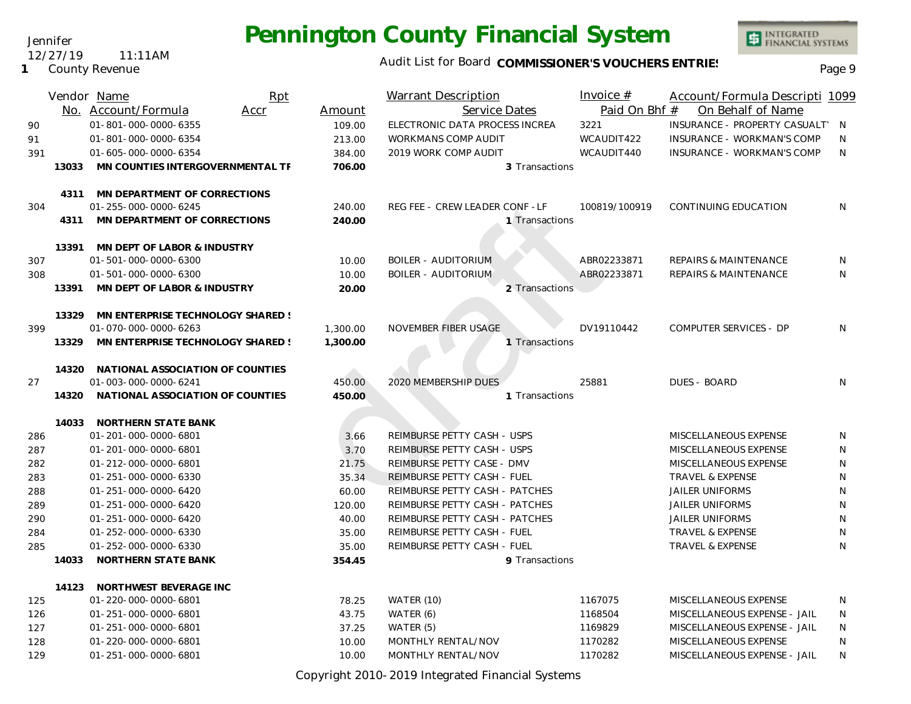| | Vendor No. | Name / Account/Formula | Rpt Accr | Amount | Warrant Description / Service Dates | Invoice # / Paid On Bhf # | Account/Formula Descripti / On Behalf of Name | 1099 |
|---|---|---|---|---|---|---|---|---|
| 90 | | 01-801-000-0000-6355 | | 109.00 | ELECTRONIC DATA PROCESS INCREA | 3221 | INSURANCE - PROPERTY CASUALT | N |
| 91 | | 01-801-000-0000-6354 | | 213.00 | WORKMANS COMP AUDIT | WCAUDIT422 | INSURANCE - WORKMAN'S COMP | N |
| 391 | | 01-605-000-0000-6354 | | 384.00 | 2019 WORK COMP AUDIT | WCAUDIT440 | INSURANCE - WORKMAN'S COMP | N |
| | **13033** | **MN COUNTIES INTERGOVERNMENTAL TF** | | **706.00** | 3 Transactions | | | |
| | **4311** | **MN DEPARTMENT OF CORRECTIONS** | | | | | | |
| 304 | | 01-255-000-0000-6245 | | 240.00 | REG FEE - CREW LEADER CONF - LF | 100819/100919 | CONTINUING EDUCATION | N |
| | **4311** | **MN DEPARTMENT OF CORRECTIONS** | | **240.00** | 1 Transactions | | | |
| | **13391** | **MN DEPT OF LABOR & INDUSTRY** | | | | | | |
| 307 | | 01-501-000-0000-6300 | | 10.00 | BOILER - AUDITORIUM | ABR02233871 | REPAIRS & MAINTENANCE | N |
| 308 | | 01-501-000-0000-6300 | | 10.00 | BOILER - AUDITORIUM | ABR02233871 | REPAIRS & MAINTENANCE | N |
| | **13391** | **MN DEPT OF LABOR & INDUSTRY** | | **20.00** | 2 Transactions | | | |
| | **13329** | **MN ENTERPRISE TECHNOLOGY SHARED S** | | | | | | |
| 399 | | 01-070-000-0000-6263 | | 1,300.00 | NOVEMBER FIBER USAGE | DV19110442 | COMPUTER SERVICES - DP | N |
| | **13329** | **MN ENTERPRISE TECHNOLOGY SHARED S** | | **1,300.00** | 1 Transactions | | | |
| | **14320** | **NATIONAL ASSOCIATION OF COUNTIES** | | | | | | |
| 27 | | 01-003-000-0000-6241 | | 450.00 | 2020 MEMBERSHIP DUES | 25881 | DUES - BOARD | N |
| | **14320** | **NATIONAL ASSOCIATION OF COUNTIES** | | **450.00** | 1 Transactions | | | |
| | **14033** | **NORTHERN STATE BANK** | | | | | | |
| 286 | | 01-201-000-0000-6801 | | 3.66 | REIMBURSE PETTY CASH - USPS | | MISCELLANEOUS EXPENSE | N |
| 287 | | 01-201-000-0000-6801 | | 3.70 | REIMBURSE PETTY CASH - USPS | | MISCELLANEOUS EXPENSE | N |
| 282 | | 01-212-000-0000-6801 | | 21.75 | REIMBURSE PETTY CASE - DMV | | MISCELLANEOUS EXPENSE | N |
| 283 | | 01-251-000-0000-6330 | | 35.34 | REIMBURSE PETTY CASH - FUEL | | TRAVEL & EXPENSE | N |
| 288 | | 01-251-000-0000-6420 | | 60.00 | REIMBURSE PETTY CASH - PATCHES | | JAILER UNIFORMS | N |
| 289 | | 01-251-000-0000-6420 | | 120.00 | REIMBURSE PETTY CASH - PATCHES | | JAILER UNIFORMS | N |
| 290 | | 01-251-000-0000-6420 | | 40.00 | REIMBURSE PETTY CASH - PATCHES | | JAILER UNIFORMS | N |
| 284 | | 01-252-000-0000-6330 | | 35.00 | REIMBURSE PETTY CASH - FUEL | | TRAVEL & EXPENSE | N |
| 285 | | 01-252-000-0000-6330 | | 35.00 | REIMBURSE PETTY CASH - FUEL | | TRAVEL & EXPENSE | N |
| | **14033** | **NORTHERN STATE BANK** | | **354.45** | 9 Transactions | | | |
| | **14123** | **NORTHWEST BEVERAGE INC** | | | | | | |
| 125 | | 01-220-000-0000-6801 | | 78.25 | WATER (10) | 1167075 | MISCELLANEOUS EXPENSE | N |
| 126 | | 01-251-000-0000-6801 | | 43.75 | WATER (6) | 1168504 | MISCELLANEOUS EXPENSE - JAIL | N |
| 127 | | 01-251-000-0000-6801 | | 37.25 | WATER (5) | 1169829 | MISCELLANEOUS EXPENSE - JAIL | N |
| 128 | | 01-220-000-0000-6801 | | 10.00 | MONTHLY RENTAL/NOV | 1170282 | MISCELLANEOUS EXPENSE | N |
| 129 | | 01-251-000-0000-6801 | | 10.00 | MONTHLY RENTAL/NOV | 1170282 | MISCELLANEOUS EXPENSE - JAIL | N |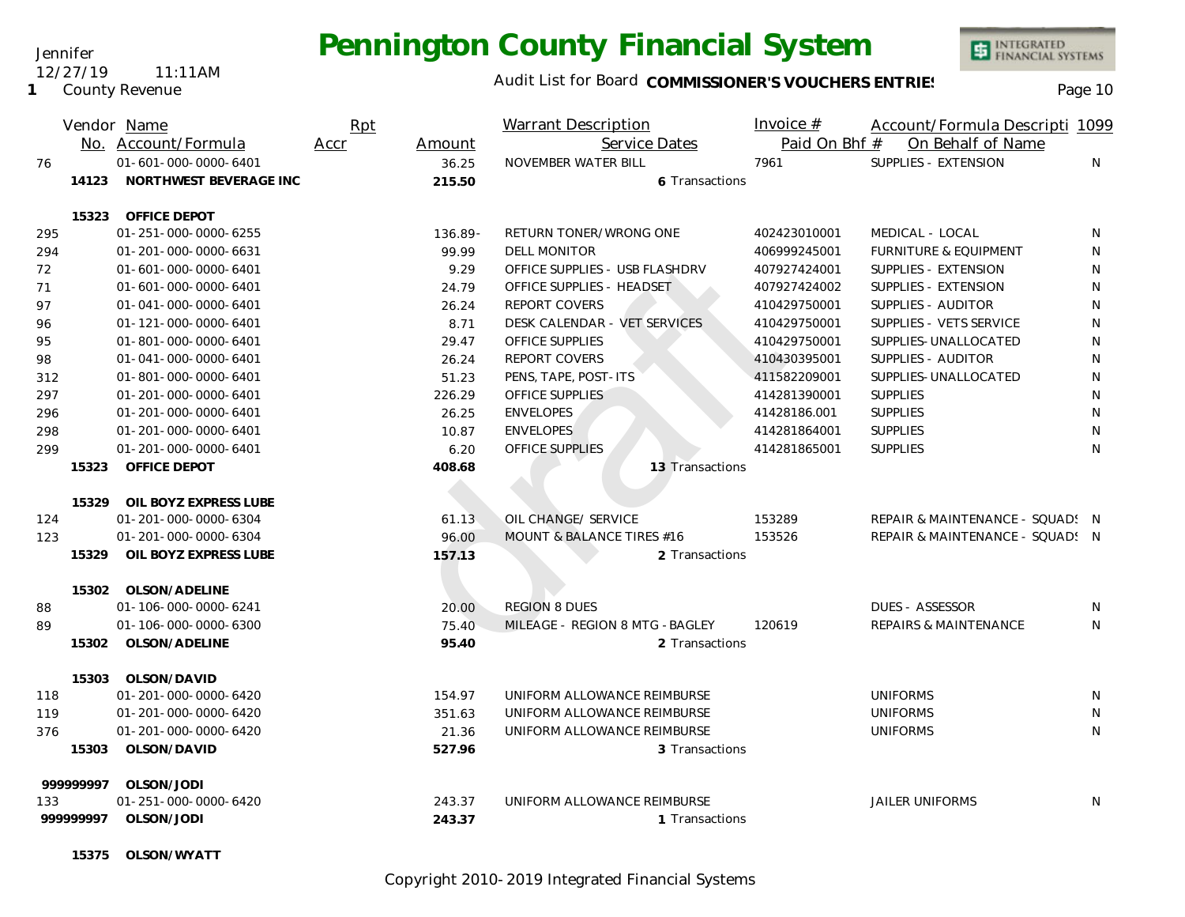| Vendor No. | Name / Account/Formula | Rpt Accr | Amount | Warrant Description / Service Dates | Invoice # / Paid On Bhf # | Account/Formula Descripti / On Behalf of Name | 1099 |
|---|---|---|---|---|---|---|---|
| 76 | 01-601-000-0000-6401 | | 36.25 | NOVEMBER WATER BILL | 7961 | SUPPLIES - EXTENSION | N |
| 14123 | **NORTHWEST BEVERAGE INC** | | **215.50** | 6 Transactions | | | |
| 15323 | **OFFICE DEPOT** | | | | | | |
| 295 | 01-251-000-0000-6255 | | 136.89- | RETURN TONER/WRONG ONE | 402423010001 | MEDICAL - LOCAL | N |
| 294 | 01-201-000-0000-6631 | | 99.99 | DELL MONITOR | 406999245001 | FURNITURE & EQUIPMENT | N |
| 72 | 01-601-000-0000-6401 | | 9.29 | OFFICE SUPPLIES - USB FLASHDRV | 407927424001 | SUPPLIES - EXTENSION | N |
| 71 | 01-601-000-0000-6401 | | 24.79 | OFFICE SUPPLIES - HEADSET | 407927424002 | SUPPLIES - EXTENSION | N |
| 97 | 01-041-000-0000-6401 | | 26.24 | REPORT COVERS | 410429750001 | SUPPLIES - AUDITOR | N |
| 96 | 01-121-000-0000-6401 | | 8.71 | DESK CALENDAR - VET SERVICES | 410429750001 | SUPPLIES - VETS SERVICE | N |
| 95 | 01-801-000-0000-6401 | | 29.47 | OFFICE SUPPLIES | 410429750001 | SUPPLIES-UNALLOCATED | N |
| 98 | 01-041-000-0000-6401 | | 26.24 | REPORT COVERS | 410430395001 | SUPPLIES - AUDITOR | N |
| 312 | 01-801-000-0000-6401 | | 51.23 | PENS, TAPE, POST-ITS | 411582209001 | SUPPLIES-UNALLOCATED | N |
| 297 | 01-201-000-0000-6401 | | 226.29 | OFFICE SUPPLIES | 414281390001 | SUPPLIES | N |
| 296 | 01-201-000-0000-6401 | | 26.25 | ENVELOPES | 41428186.001 | SUPPLIES | N |
| 298 | 01-201-000-0000-6401 | | 10.87 | ENVELOPES | 414281864001 | SUPPLIES | N |
| 299 | 01-201-000-0000-6401 | | 6.20 | OFFICE SUPPLIES | 414281865001 | SUPPLIES | N |
| 15323 | **OFFICE DEPOT** | | **408.68** | 13 Transactions | | | |
| 15329 | **OIL BOYZ EXPRESS LUBE** | | | | | | |
| 124 | 01-201-000-0000-6304 | | 61.13 | OIL CHANGE/ SERVICE | 153289 | REPAIR & MAINTENANCE - SQUADS | N |
| 123 | 01-201-000-0000-6304 | | 96.00 | MOUNT & BALANCE TIRES #16 | 153526 | REPAIR & MAINTENANCE - SQUADS | N |
| 15329 | **OIL BOYZ EXPRESS LUBE** | | **157.13** | 2 Transactions | | | |
| 15302 | **OLSON/ADELINE** | | | | | | |
| 88 | 01-106-000-0000-6241 | | 20.00 | REGION 8 DUES | | DUES - ASSESSOR | N |
| 89 | 01-106-000-0000-6300 | | 75.40 | MILEAGE - REGION 8 MTG - BAGLEY | 120619 | REPAIRS & MAINTENANCE | N |
| 15302 | **OLSON/ADELINE** | | **95.40** | 2 Transactions | | | |
| 15303 | **OLSON/DAVID** | | | | | | |
| 118 | 01-201-000-0000-6420 | | 154.97 | UNIFORM ALLOWANCE REIMBURSE | | UNIFORMS | N |
| 119 | 01-201-000-0000-6420 | | 351.63 | UNIFORM ALLOWANCE REIMBURSE | | UNIFORMS | N |
| 376 | 01-201-000-0000-6420 | | 21.36 | UNIFORM ALLOWANCE REIMBURSE | | UNIFORMS | N |
| 15303 | **OLSON/DAVID** | | **527.96** | 3 Transactions | | | |
| 999999997 | **OLSON/JODI** | | | | | | |
| 133 | 01-251-000-0000-6420 | | 243.37 | UNIFORM ALLOWANCE REIMBURSE | | JAILER UNIFORMS | N |
| 999999997 | **OLSON/JODI** | | **243.37** | 1 Transactions | | | |
| 15375 | **OLSON/WYATT** | | | | | | |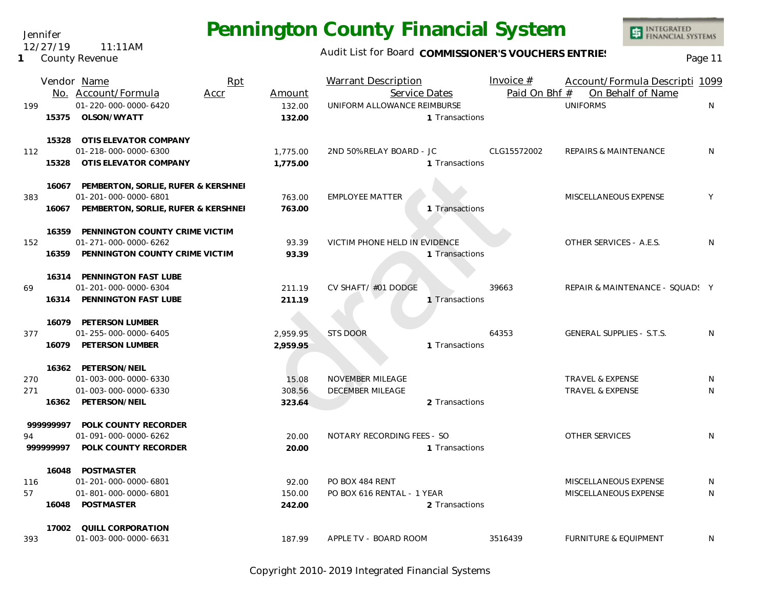| Vendor | No. | Name / Account/Formula | Rpt Accr | Amount | Warrant Description / Service Dates | Invoice # / Paid On Bhf # | Account/Formula Descripti / On Behalf of Name | 1099 |
|---|---|---|---|---|---|---|---|---|
| | 199 | 01-220-000-0000-6420 | | 132.00 | UNIFORM ALLOWANCE REIMBURSE | | UNIFORMS | N |
| 15375 | | OLSON/WYATT | | **132.00** | 1 Transactions | | | |
| 15328 | | OTIS ELEVATOR COMPANY | | | | | | |
| | 112 | 01-218-000-0000-6300 | | 1,775.00 | 2ND 50% RELAY BOARD - JC | CLG15572002 | REPAIRS & MAINTENANCE | N |
| 15328 | | OTIS ELEVATOR COMPANY | | **1,775.00** | 1 Transactions | | | |
| 16067 | | PEMBERTON, SORLIE, RUFER & KERSHNEI | | | | | | |
| | 383 | 01-201-000-0000-6801 | | 763.00 | EMPLOYEE MATTER | | MISCELLANEOUS EXPENSE | Y |
| 16067 | | PEMBERTON, SORLIE, RUFER & KERSHNEI | | **763.00** | 1 Transactions | | | |
| 16359 | | PENNINGTON COUNTY CRIME VICTIM | | | | | | |
| | 152 | 01-271-000-0000-6262 | | 93.39 | VICTIM PHONE HELD IN EVIDENCE | | OTHER SERVICES - A.E.S. | N |
| 16359 | | PENNINGTON COUNTY CRIME VICTIM | | **93.39** | 1 Transactions | | | |
| 16314 | | PENNINGTON FAST LUBE | | | | | | |
| | 69 | 01-201-000-0000-6304 | | 211.19 | CV SHAFT/ #01 DODGE | 39663 | REPAIR & MAINTENANCE - SQUADS | Y |
| 16314 | | PENNINGTON FAST LUBE | | **211.19** | 1 Transactions | | | |
| 16079 | | PETERSON LUMBER | | | | | | |
| | 377 | 01-255-000-0000-6405 | | 2,959.95 | STS DOOR | 64353 | GENERAL SUPPLIES - S.T.S. | N |
| 16079 | | PETERSON LUMBER | | **2,959.95** | 1 Transactions | | | |
| 16362 | | PETERSON/NEIL | | | | | | |
| | 270 | 01-003-000-0000-6330 | | 15.08 | NOVEMBER MILEAGE | | TRAVEL & EXPENSE | N |
| | 271 | 01-003-000-0000-6330 | | 308.56 | DECEMBER MILEAGE | | TRAVEL & EXPENSE | N |
| 16362 | | PETERSON/NEIL | | **323.64** | 2 Transactions | | | |
| 999999997 | | POLK COUNTY RECORDER | | | | | | |
| | 94 | 01-091-000-0000-6262 | | 20.00 | NOTARY RECORDING FEES - SO | | OTHER SERVICES | N |
| 999999997 | | POLK COUNTY RECORDER | | **20.00** | 1 Transactions | | | |
| 16048 | | POSTMASTER | | | | | | |
| | 116 | 01-201-000-0000-6801 | | 92.00 | PO BOX 484 RENT | | MISCELLANEOUS EXPENSE | N |
| | 57 | 01-801-000-0000-6801 | | 150.00 | PO BOX 616 RENTAL - 1 YEAR | | MISCELLANEOUS EXPENSE | N |
| 16048 | | POSTMASTER | | **242.00** | 2 Transactions | | | |
| 17002 | | QUILL CORPORATION | | | | | | |
| | 393 | 01-003-000-0000-6631 | | 187.99 | APPLE TV - BOARD ROOM | 3516439 | FURNITURE & EQUIPMENT | N |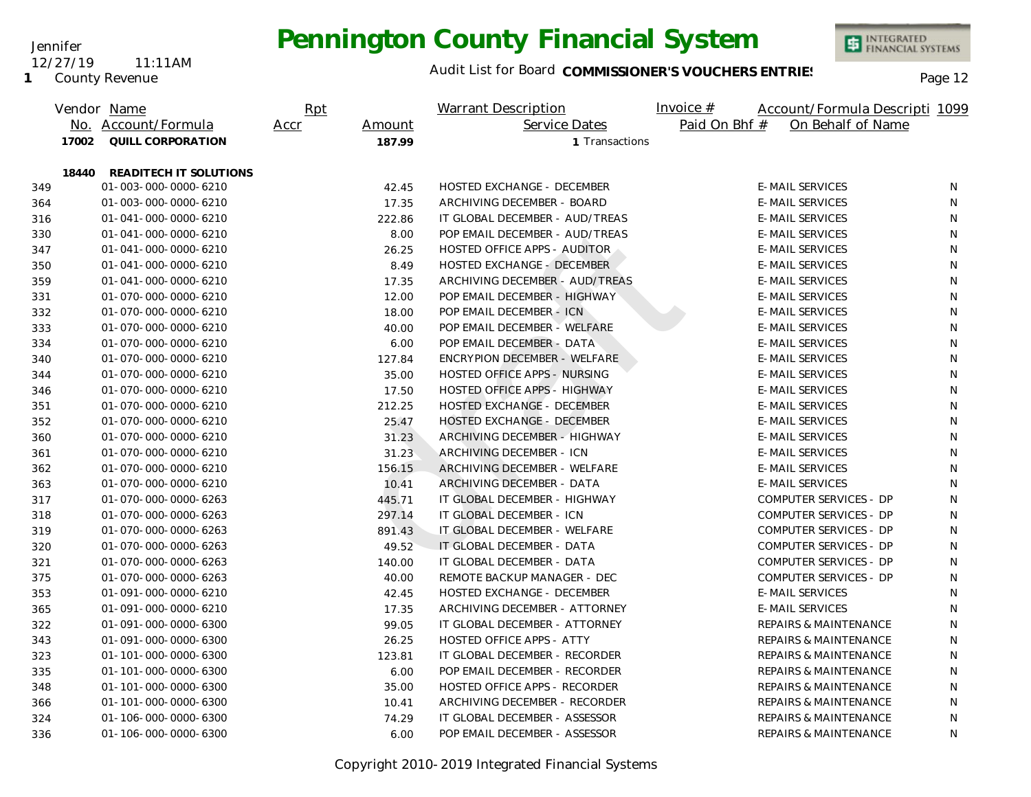# Pennington County Financial System

Jennifer
12/27/19 11:11AM
1 County Revenue

Audit List for Board **COMMISSIONER'S VOUCHERS ENTRIES**

| | Vendor No. | Name / Account/Formula | Rpt Accr | Amount | Warrant Description / Service Dates | Invoice # / Paid On Bhf # | Account/Formula Descripti / On Behalf of Name | 1099 |
|---|---|---|---|---|---|---|---|---|
| | 17002 | **QUILL CORPORATION** | | **187.99** | 1 Transactions | | | |
| | 18440 | **READITECH IT SOLUTIONS** | | | | | | |
| 349 | | 01-003-000-0000-6210 | | 42.45 | HOSTED EXCHANGE - DECEMBER | | E-MAIL SERVICES | N |
| 364 | | 01-003-000-0000-6210 | | 17.35 | ARCHIVING DECEMBER - BOARD | | E-MAIL SERVICES | N |
| 316 | | 01-041-000-0000-6210 | | 222.86 | IT GLOBAL DECEMBER - AUD/TREAS | | E-MAIL SERVICES | N |
| 330 | | 01-041-000-0000-6210 | | 8.00 | POP EMAIL DECEMBER - AUD/TREAS | | E-MAIL SERVICES | N |
| 347 | | 01-041-000-0000-6210 | | 26.25 | HOSTED OFFICE APPS - AUDITOR | | E-MAIL SERVICES | N |
| 350 | | 01-041-000-0000-6210 | | 8.49 | HOSTED EXCHANGE - DECEMBER | | E-MAIL SERVICES | N |
| 359 | | 01-041-000-0000-6210 | | 17.35 | ARCHIVING DECEMBER - AUD/TREAS | | E-MAIL SERVICES | N |
| 331 | | 01-070-000-0000-6210 | | 12.00 | POP EMAIL DECEMBER - HIGHWAY | | E-MAIL SERVICES | N |
| 332 | | 01-070-000-0000-6210 | | 18.00 | POP EMAIL DECEMBER - ICN | | E-MAIL SERVICES | N |
| 333 | | 01-070-000-0000-6210 | | 40.00 | POP EMAIL DECEMBER - WELFARE | | E-MAIL SERVICES | N |
| 334 | | 01-070-000-0000-6210 | | 6.00 | POP EMAIL DECEMBER - DATA | | E-MAIL SERVICES | N |
| 340 | | 01-070-000-0000-6210 | | 127.84 | ENCRYPION DECEMBER - WELFARE | | E-MAIL SERVICES | N |
| 344 | | 01-070-000-0000-6210 | | 35.00 | HOSTED OFFICE APPS - NURSING | | E-MAIL SERVICES | N |
| 346 | | 01-070-000-0000-6210 | | 17.50 | HOSTED OFFICE APPS - HIGHWAY | | E-MAIL SERVICES | N |
| 351 | | 01-070-000-0000-6210 | | 212.25 | HOSTED EXCHANGE - DECEMBER | | E-MAIL SERVICES | N |
| 352 | | 01-070-000-0000-6210 | | 25.47 | HOSTED EXCHANGE - DECEMBER | | E-MAIL SERVICES | N |
| 360 | | 01-070-000-0000-6210 | | 31.23 | ARCHIVING DECEMBER - HIGHWAY | | E-MAIL SERVICES | N |
| 361 | | 01-070-000-0000-6210 | | 31.23 | ARCHIVING DECEMBER - ICN | | E-MAIL SERVICES | N |
| 362 | | 01-070-000-0000-6210 | | 156.15 | ARCHIVING DECEMBER - WELFARE | | E-MAIL SERVICES | N |
| 363 | | 01-070-000-0000-6210 | | 10.41 | ARCHIVING DECEMBER - DATA | | E-MAIL SERVICES | N |
| 317 | | 01-070-000-0000-6263 | | 445.71 | IT GLOBAL DECEMBER - HIGHWAY | | COMPUTER SERVICES - DP | N |
| 318 | | 01-070-000-0000-6263 | | 297.14 | IT GLOBAL DECEMBER - ICN | | COMPUTER SERVICES - DP | N |
| 319 | | 01-070-000-0000-6263 | | 891.43 | IT GLOBAL DECEMBER - WELFARE | | COMPUTER SERVICES - DP | N |
| 320 | | 01-070-000-0000-6263 | | 49.52 | IT GLOBAL DECEMBER - DATA | | COMPUTER SERVICES - DP | N |
| 321 | | 01-070-000-0000-6263 | | 140.00 | IT GLOBAL DECEMBER - DATA | | COMPUTER SERVICES - DP | N |
| 375 | | 01-070-000-0000-6263 | | 40.00 | REMOTE BACKUP MANAGER - DEC | | COMPUTER SERVICES - DP | N |
| 353 | | 01-091-000-0000-6210 | | 42.45 | HOSTED EXCHANGE - DECEMBER | | E-MAIL SERVICES | N |
| 365 | | 01-091-000-0000-6210 | | 17.35 | ARCHIVING DECEMBER - ATTORNEY | | E-MAIL SERVICES | N |
| 322 | | 01-091-000-0000-6300 | | 99.05 | IT GLOBAL DECEMBER - ATTORNEY | | REPAIRS & MAINTENANCE | N |
| 343 | | 01-091-000-0000-6300 | | 26.25 | HOSTED OFFICE APPS - ATTY | | REPAIRS & MAINTENANCE | N |
| 323 | | 01-101-000-0000-6300 | | 123.81 | IT GLOBAL DECEMBER - RECORDER | | REPAIRS & MAINTENANCE | N |
| 335 | | 01-101-000-0000-6300 | | 6.00 | POP EMAIL DECEMBER - RECORDER | | REPAIRS & MAINTENANCE | N |
| 348 | | 01-101-000-0000-6300 | | 35.00 | HOSTED OFFICE APPS - RECORDER | | REPAIRS & MAINTENANCE | N |
| 366 | | 01-101-000-0000-6300 | | 10.41 | ARCHIVING DECEMBER - RECORDER | | REPAIRS & MAINTENANCE | N |
| 324 | | 01-106-000-0000-6300 | | 74.29 | IT GLOBAL DECEMBER - ASSESSOR | | REPAIRS & MAINTENANCE | N |
| 336 | | 01-106-000-0000-6300 | | 6.00 | POP EMAIL DECEMBER - ASSESSOR | | REPAIRS & MAINTENANCE | N |

Copyright 2010-2019 Integrated Financial Systems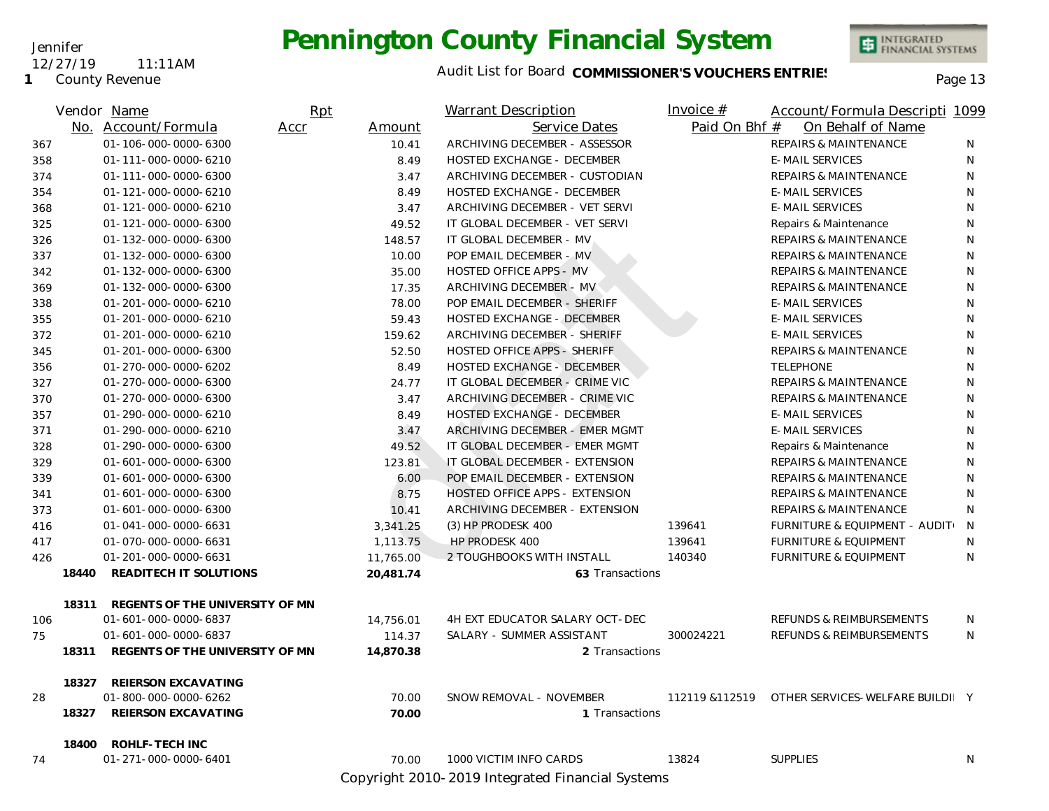# Pennington County Financial System

Audit List for Board **COMMISSIONER'S VOUCHERS ENTRIES**

Jennifer
12/27/19 11:11AM
1 County Revenue

| Vendor No. | Name / Account/Formula | Rpt Accr | Amount | Warrant Description / Service Dates | Invoice # / Paid On Bhf # | Account/Formula Description / On Behalf of Name | 1099 |
|---|---|---|---|---|---|---|---|
| 367 | 01-106-000-0000-6300 | | 10.41 | ARCHIVING DECEMBER - ASSESSOR | | REPAIRS & MAINTENANCE | N |
| 358 | 01-111-000-0000-6210 | | 8.49 | HOSTED EXCHANGE - DECEMBER | | E-MAIL SERVICES | N |
| 374 | 01-111-000-0000-6300 | | 3.47 | ARCHIVING DECEMBER - CUSTODIAN | | REPAIRS & MAINTENANCE | N |
| 354 | 01-121-000-0000-6210 | | 8.49 | HOSTED EXCHANGE - DECEMBER | | E-MAIL SERVICES | N |
| 368 | 01-121-000-0000-6210 | | 3.47 | ARCHIVING DECEMBER - VET SERVI | | E-MAIL SERVICES | N |
| 325 | 01-121-000-0000-6300 | | 49.52 | IT GLOBAL DECEMBER - VET SERVI | | Repairs & Maintenance | N |
| 326 | 01-132-000-0000-6300 | | 148.57 | IT GLOBAL DECEMBER - MV | | REPAIRS & MAINTENANCE | N |
| 337 | 01-132-000-0000-6300 | | 10.00 | POP EMAIL DECEMBER - MV | | REPAIRS & MAINTENANCE | N |
| 342 | 01-132-000-0000-6300 | | 35.00 | HOSTED OFFICE APPS - MV | | REPAIRS & MAINTENANCE | N |
| 369 | 01-132-000-0000-6300 | | 17.35 | ARCHIVING DECEMBER - MV | | REPAIRS & MAINTENANCE | N |
| 338 | 01-201-000-0000-6210 | | 78.00 | POP EMAIL DECEMBER - SHERIFF | | E-MAIL SERVICES | N |
| 355 | 01-201-000-0000-6210 | | 59.43 | HOSTED EXCHANGE - DECEMBER | | E-MAIL SERVICES | N |
| 372 | 01-201-000-0000-6210 | | 159.62 | ARCHIVING DECEMBER - SHERIFF | | E-MAIL SERVICES | N |
| 345 | 01-201-000-0000-6300 | | 52.50 | HOSTED OFFICE APPS - SHERIFF | | REPAIRS & MAINTENANCE | N |
| 356 | 01-270-000-0000-6202 | | 8.49 | HOSTED EXCHANGE - DECEMBER | | TELEPHONE | N |
| 327 | 01-270-000-0000-6300 | | 24.77 | IT GLOBAL DECEMBER - CRIME VIC | | REPAIRS & MAINTENANCE | N |
| 370 | 01-270-000-0000-6300 | | 3.47 | ARCHIVING DECEMBER - CRIME VIC | | REPAIRS & MAINTENANCE | N |
| 357 | 01-290-000-0000-6210 | | 8.49 | HOSTED EXCHANGE - DECEMBER | | E-MAIL SERVICES | N |
| 371 | 01-290-000-0000-6210 | | 3.47 | ARCHIVING DECEMBER - EMER MGMT | | E-MAIL SERVICES | N |
| 328 | 01-290-000-0000-6300 | | 49.52 | IT GLOBAL DECEMBER - EMER MGMT | | Repairs & Maintenance | N |
| 329 | 01-601-000-0000-6300 | | 123.81 | IT GLOBAL DECEMBER - EXTENSION | | REPAIRS & MAINTENANCE | N |
| 339 | 01-601-000-0000-6300 | | 6.00 | POP EMAIL DECEMBER - EXTENSION | | REPAIRS & MAINTENANCE | N |
| 341 | 01-601-000-0000-6300 | | 8.75 | HOSTED OFFICE APPS - EXTENSION | | REPAIRS & MAINTENANCE | N |
| 373 | 01-601-000-0000-6300 | | 10.41 | ARCHIVING DECEMBER - EXTENSION | | REPAIRS & MAINTENANCE | N |
| 416 | 01-041-000-0000-6631 | | 3,341.25 | (3) HP PRODESK 400 | 139641 | FURNITURE & EQUIPMENT - AUDIT | N |
| 417 | 01-070-000-0000-6631 | | 1,113.75 | HP PRODESK 400 | 139641 | FURNITURE & EQUIPMENT | N |
| 426 | 01-201-000-0000-6631 | | 11,765.00 | 2 TOUGHBOOKS WITH INSTALL | 140340 | FURNITURE & EQUIPMENT | N |
| **18440** | **READITECH IT SOLUTIONS** | | **20,481.74** | **63** Transactions | | | |
| **18311** | **REGENTS OF THE UNIVERSITY OF MN** | | | | | | |
| 106 | 01-601-000-0000-6837 | | 14,756.01 | 4H EXT EDUCATOR SALARY OCT-DEC | | REFUNDS & REIMBURSEMENTS | N |
| 75 | 01-601-000-0000-6837 | | 114.37 | SALARY - SUMMER ASSISTANT | 300024221 | REFUNDS & REIMBURSEMENTS | N |
| **18311** | **REGENTS OF THE UNIVERSITY OF MN** | | **14,870.38** | **2** Transactions | | | |
| **18327** | **REIERSON EXCAVATING** | | | | | | |
| 28 | 01-800-000-0000-6262 | | 70.00 | SNOW REMOVAL - NOVEMBER | 112119 &112519 | OTHER SERVICES-WELFARE BUILDI | Y |
| **18327** | **REIERSON EXCAVATING** | | **70.00** | **1** Transactions | | | |
| **18400** | **ROHLF-TECH INC** | | | | | | |
| 74 | 01-271-000-0000-6401 | | 70.00 | 1000 VICTIM INFO CARDS | 13824 | SUPPLIES | N |

Copyright 2010-2019 Integrated Financial Systems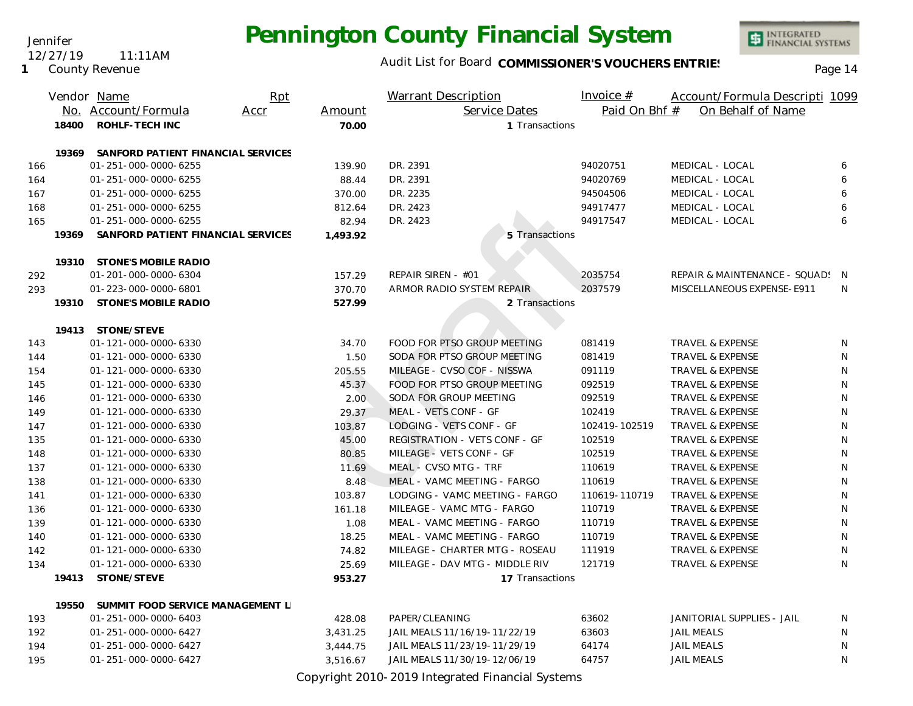# Pennington County Financial System

Jennifer
12/27/19 11:11AM
1 County Revenue

Audit List for Board **COMMISSIONER'S VOUCHERS ENTRIES**

| | Vendor No. | Name / Account/Formula | Rpt Accr | Amount | Warrant Description / Service Dates | Invoice # / Paid On Bhf # | Account/Formula Descripti / On Behalf of Name | 1099 |
|---|---|---|---|---|---|---|---|---|
| | 18400 | **ROHLF-TECH INC** | | **70.00** | 1 Transactions | | | |
| | 19369 | **SANFORD PATIENT FINANCIAL SERVICES** | | | | | | |
| 166 | | 01-251-000-0000-6255 | | 139.90 | DR. 2391 | 94020751 | MEDICAL - LOCAL | 6 |
| 164 | | 01-251-000-0000-6255 | | 88.44 | DR. 2391 | 94020769 | MEDICAL - LOCAL | 6 |
| 167 | | 01-251-000-0000-6255 | | 370.00 | DR. 2235 | 94504506 | MEDICAL - LOCAL | 6 |
| 168 | | 01-251-000-0000-6255 | | 812.64 | DR. 2423 | 94917477 | MEDICAL - LOCAL | 6 |
| 165 | | 01-251-000-0000-6255 | | 82.94 | DR. 2423 | 94917547 | MEDICAL - LOCAL | 6 |
| | 19369 | **SANFORD PATIENT FINANCIAL SERVICES** | | **1,493.92** | 5 Transactions | | | |
| | 19310 | **STONE'S MOBILE RADIO** | | | | | | |
| 292 | | 01-201-000-0000-6304 | | 157.29 | REPAIR SIREN - #01 | 2035754 | REPAIR & MAINTENANCE - SQUADS | N |
| 293 | | 01-223-000-0000-6801 | | 370.70 | ARMOR RADIO SYSTEM REPAIR | 2037579 | MISCELLANEOUS EXPENSE-E911 | N |
| | 19310 | **STONE'S MOBILE RADIO** | | **527.99** | 2 Transactions | | | |
| | 19413 | **STONE/STEVE** | | | | | | |
| 143 | | 01-121-000-0000-6330 | | 34.70 | FOOD FOR PTSO GROUP MEETING | 081419 | TRAVEL & EXPENSE | N |
| 144 | | 01-121-000-0000-6330 | | 1.50 | SODA FOR PTSO GROUP MEETING | 081419 | TRAVEL & EXPENSE | N |
| 154 | | 01-121-000-0000-6330 | | 205.55 | MILEAGE - CVSO COF - NISSWA | 091119 | TRAVEL & EXPENSE | N |
| 145 | | 01-121-000-0000-6330 | | 45.37 | FOOD FOR PTSO GROUP MEETING | 092519 | TRAVEL & EXPENSE | N |
| 146 | | 01-121-000-0000-6330 | | 2.00 | SODA FOR GROUP MEETING | 092519 | TRAVEL & EXPENSE | N |
| 149 | | 01-121-000-0000-6330 | | 29.37 | MEAL - VETS CONF - GF | 102419 | TRAVEL & EXPENSE | N |
| 147 | | 01-121-000-0000-6330 | | 103.87 | LODGING - VETS CONF - GF | 102419-102519 | TRAVEL & EXPENSE | N |
| 135 | | 01-121-000-0000-6330 | | 45.00 | REGISTRATION - VETS CONF - GF | 102519 | TRAVEL & EXPENSE | N |
| 148 | | 01-121-000-0000-6330 | | 80.85 | MILEAGE - VETS CONF - GF | 102519 | TRAVEL & EXPENSE | N |
| 137 | | 01-121-000-0000-6330 | | 11.69 | MEAL - CVSO MTG - TRF | 110619 | TRAVEL & EXPENSE | N |
| 138 | | 01-121-000-0000-6330 | | 8.48 | MEAL - VAMC MEETING - FARGO | 110619 | TRAVEL & EXPENSE | N |
| 141 | | 01-121-000-0000-6330 | | 103.87 | LODGING - VAMC MEETING - FARGO | 110619-110719 | TRAVEL & EXPENSE | N |
| 136 | | 01-121-000-0000-6330 | | 161.18 | MILEAGE - VAMC MTG - FARGO | 110719 | TRAVEL & EXPENSE | N |
| 139 | | 01-121-000-0000-6330 | | 1.08 | MEAL - VAMC MEETING - FARGO | 110719 | TRAVEL & EXPENSE | N |
| 140 | | 01-121-000-0000-6330 | | 18.25 | MEAL - VAMC MEETING - FARGO | 110719 | TRAVEL & EXPENSE | N |
| 142 | | 01-121-000-0000-6330 | | 74.82 | MILEAGE - CHARTER MTG - ROSEAU | 111919 | TRAVEL & EXPENSE | N |
| 134 | | 01-121-000-0000-6330 | | 25.69 | MILEAGE - DAV MTG - MIDDLE RIV | 121719 | TRAVEL & EXPENSE | N |
| | 19413 | **STONE/STEVE** | | **953.27** | 17 Transactions | | | |
| | 19550 | **SUMMIT FOOD SERVICE MANAGEMENT L** | | | | | | |
| 193 | | 01-251-000-0000-6403 | | 428.08 | PAPER/CLEANING | 63602 | JANITORIAL SUPPLIES - JAIL | N |
| 192 | | 01-251-000-0000-6427 | | 3,431.25 | JAIL MEALS 11/16/19-11/22/19 | 63603 | JAIL MEALS | N |
| 194 | | 01-251-000-0000-6427 | | 3,444.75 | JAIL MEALS 11/23/19-11/29/19 | 64174 | JAIL MEALS | N |
| 195 | | 01-251-000-0000-6427 | | 3,516.67 | JAIL MEALS 11/30/19-12/06/19 | 64757 | JAIL MEALS | N |

Copyright 2010-2019 Integrated Financial Systems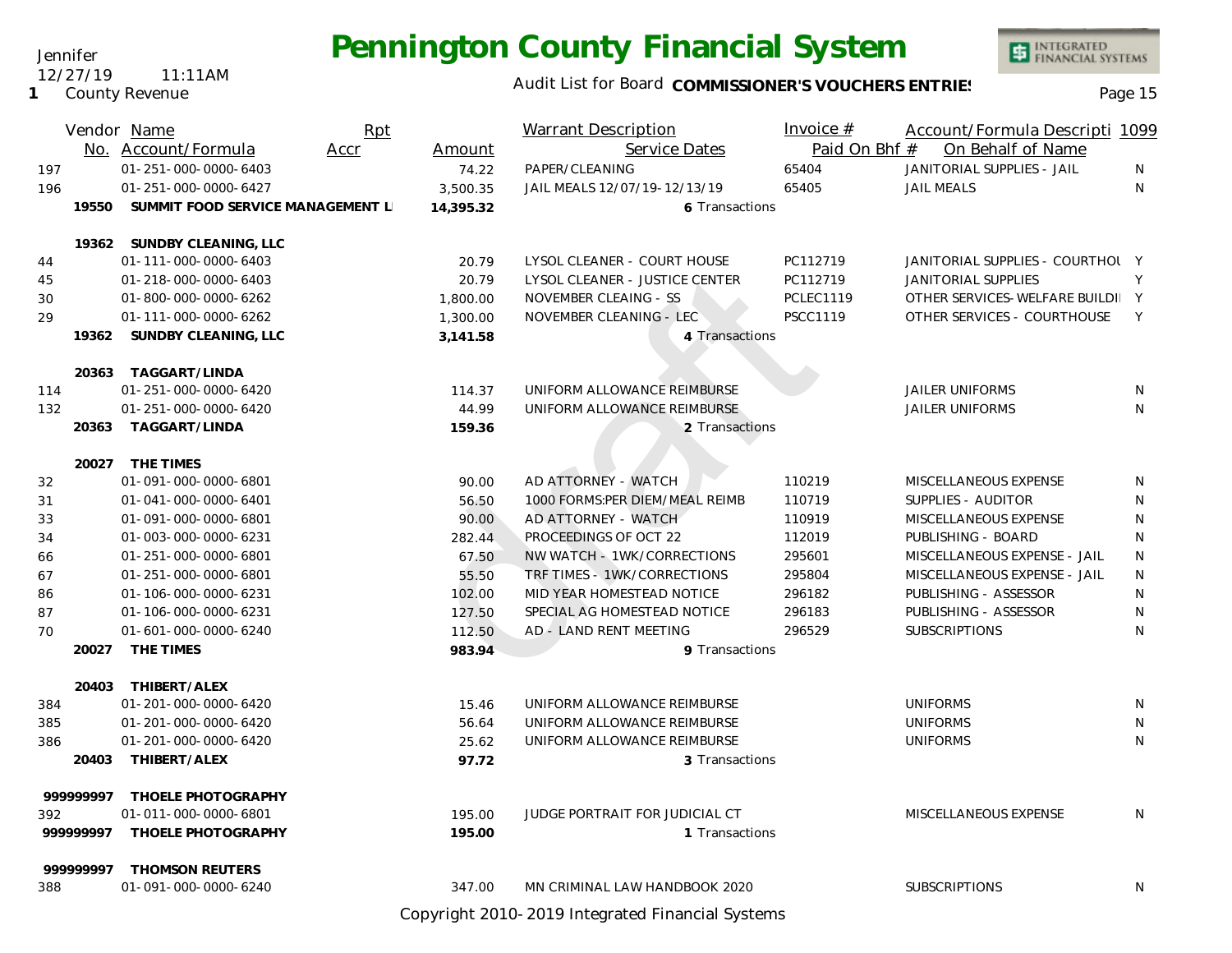# Pennington County Financial System

Jennifer
12/27/19 11:11AM
1 County Revenue

Audit List for Board **COMMISSIONER'S VOUCHERS ENTRIES**

| Vendor No. | Name / Account/Formula | Rpt Accr | Amount | Warrant Description / Service Dates | Invoice # / Paid On Bhf # | Account/Formula Description / On Behalf of Name | 1099 |
|---|---|---|---|---|---|---|---|
| 197 | 01-251-000-0000-6403 | | 74.22 | PAPER/CLEANING | 65404 | JANITORIAL SUPPLIES - JAIL | N |
| 196 | 01-251-000-0000-6427 | | 3,500.35 | JAIL MEALS 12/07/19-12/13/19 | 65405 | JAIL MEALS | N |
| **19550** | **SUMMIT FOOD SERVICE MANAGEMENT L** | | **14,395.32** | 6 Transactions | | | |
| **19362** | **SUNDBY CLEANING, LLC** | | | | | | |
| 44 | 01-111-000-0000-6403 | | 20.79 | LYSOL CLEANER - COURT HOUSE | PC112719 | JANITORIAL SUPPLIES - COURTHOU | Y |
| 45 | 01-218-000-0000-6403 | | 20.79 | LYSOL CLEANER - JUSTICE CENTER | PC112719 | JANITORIAL SUPPLIES | Y |
| 30 | 01-800-000-0000-6262 | | 1,800.00 | NOVEMBER CLEAING - SS | PCLEC1119 | OTHER SERVICES- WELFARE BUILDI | Y |
| 29 | 01-111-000-0000-6262 | | 1,300.00 | NOVEMBER CLEANING - LEC | PSCC1119 | OTHER SERVICES - COURTHOUSE | Y |
| **19362** | **SUNDBY CLEANING, LLC** | | **3,141.58** | 4 Transactions | | | |
| **20363** | **TAGGART/LINDA** | | | | | | |
| 114 | 01-251-000-0000-6420 | | 114.37 | UNIFORM ALLOWANCE REIMBURSE | | JAILER UNIFORMS | N |
| 132 | 01-251-000-0000-6420 | | 44.99 | UNIFORM ALLOWANCE REIMBURSE | | JAILER UNIFORMS | N |
| **20363** | **TAGGART/LINDA** | | **159.36** | 2 Transactions | | | |
| **20027** | **THE TIMES** | | | | | | |
| 32 | 01-091-000-0000-6801 | | 90.00 | AD ATTORNEY - WATCH | 110219 | MISCELLANEOUS EXPENSE | N |
| 31 | 01-041-000-0000-6401 | | 56.50 | 1000 FORMS:PER DIEM/MEAL REIMB | 110719 | SUPPLIES - AUDITOR | N |
| 33 | 01-091-000-0000-6801 | | 90.00 | AD ATTORNEY - WATCH | 110919 | MISCELLANEOUS EXPENSE | N |
| 34 | 01-003-000-0000-6231 | | 282.44 | PROCEEDINGS OF OCT 22 | 112019 | PUBLISHING - BOARD | N |
| 66 | 01-251-000-0000-6801 | | 67.50 | NW WATCH - 1WK/CORRECTIONS | 295601 | MISCELLANEOUS EXPENSE - JAIL | N |
| 67 | 01-251-000-0000-6801 | | 55.50 | TRF TIMES - 1WK/CORRECTIONS | 295804 | MISCELLANEOUS EXPENSE - JAIL | N |
| 86 | 01-106-000-0000-6231 | | 102.00 | MID YEAR HOMESTEAD NOTICE | 296182 | PUBLISHING - ASSESSOR | N |
| 87 | 01-106-000-0000-6231 | | 127.50 | SPECIAL AG HOMESTEAD NOTICE | 296183 | PUBLISHING - ASSESSOR | N |
| 70 | 01-601-000-0000-6240 | | 112.50 | AD - LAND RENT MEETING | 296529 | SUBSCRIPTIONS | N |
| **20027** | **THE TIMES** | | **983.94** | 9 Transactions | | | |
| **20403** | **THIBERT/ALEX** | | | | | | |
| 384 | 01-201-000-0000-6420 | | 15.46 | UNIFORM ALLOWANCE REIMBURSE | | UNIFORMS | N |
| 385 | 01-201-000-0000-6420 | | 56.64 | UNIFORM ALLOWANCE REIMBURSE | | UNIFORMS | N |
| 386 | 01-201-000-0000-6420 | | 25.62 | UNIFORM ALLOWANCE REIMBURSE | | UNIFORMS | N |
| **20403** | **THIBERT/ALEX** | | **97.72** | 3 Transactions | | | |
| **999999997** | **THOELE PHOTOGRAPHY** | | | | | | |
| 392 | 01-011-000-0000-6801 | | 195.00 | JUDGE PORTRAIT FOR JUDICIAL CT | | MISCELLANEOUS EXPENSE | N |
| **999999997** | **THOELE PHOTOGRAPHY** | | **195.00** | 1 Transactions | | | |
| **999999997** | **THOMSON REUTERS** | | | | | | |
| 388 | 01-091-000-0000-6240 | | 347.00 | MN CRIMINAL LAW HANDBOOK 2020 | | SUBSCRIPTIONS | N |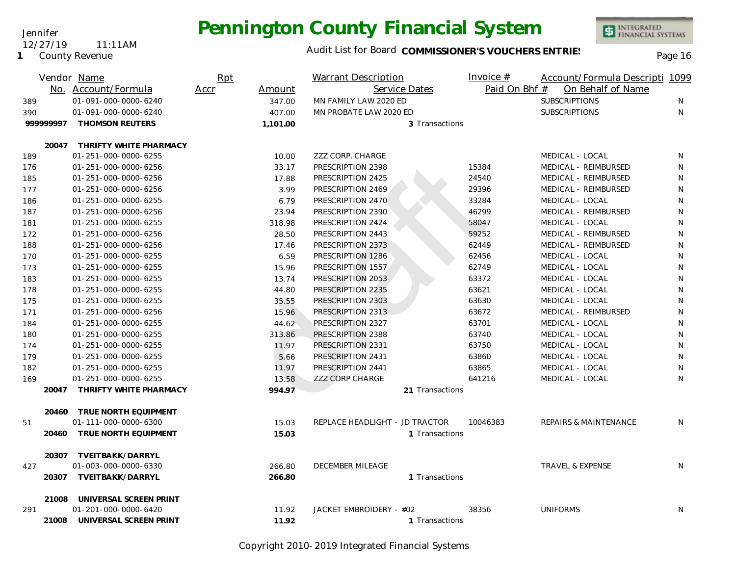Jennifer
12/27/19 11:11AM
1 County Revenue

# Pennington County Financial System

Audit List for Board **COMMISSIONER'S VOUCHERS ENTRIES**

| Vendor No. | Name / Account/Formula | Rpt Accr | Amount | Warrant Description / Service Dates | Invoice # / Paid On Bhf # | Account/Formula Description / On Behalf of Name | 1099 |
|---|---|---|---|---|---|---|---|
| 389 | 01-091-000-0000-6240 | | 347.00 | MN FAMILY LAW 2020 ED | | SUBSCRIPTIONS | N |
| 390 | 01-091-000-0000-6240 | | 407.00 | MN PROBATE LAW 2020 ED | | SUBSCRIPTIONS | N |
| **999999997** | **THOMSON REUTERS** | | **1,101.00** | 3 Transactions | | | |
| | | | | | | | |
| **20047** | **THRIFTY WHITE PHARMACY** | | | | | | |
| 189 | 01-251-000-0000-6255 | | 10.00 | ZZZ CORP. CHARGE | | MEDICAL - LOCAL | N |
| 176 | 01-251-000-0000-6256 | | 33.17 | PRESCRIPTION 2398 | 15384 | MEDICAL - REIMBURSED | N |
| 185 | 01-251-000-0000-6256 | | 17.88 | PRESCRIPTION 2425 | 24540 | MEDICAL - REIMBURSED | N |
| 177 | 01-251-000-0000-6256 | | 3.99 | PRESCRIPTION 2469 | 29396 | MEDICAL - REIMBURSED | N |
| 186 | 01-251-000-0000-6255 | | 6.79 | PRESCRIPTION 2470 | 33284 | MEDICAL - LOCAL | N |
| 187 | 01-251-000-0000-6256 | | 23.94 | PRESCRIPTION 2390 | 46299 | MEDICAL - REIMBURSED | N |
| 181 | 01-251-000-0000-6255 | | 318.98 | PRESCRIPTION 2424 | 58047 | MEDICAL - LOCAL | N |
| 172 | 01-251-000-0000-6256 | | 28.50 | PRESCRIPTION 2443 | 59252 | MEDICAL - REIMBURSED | N |
| 188 | 01-251-000-0000-6256 | | 17.46 | PRESCRIPTION 2373 | 62449 | MEDICAL - REIMBURSED | N |
| 170 | 01-251-000-0000-6255 | | 6.59 | PRESCRIPTION 1286 | 62456 | MEDICAL - LOCAL | N |
| 173 | 01-251-000-0000-6255 | | 15.96 | PRESCRIPTION 1557 | 62749 | MEDICAL - LOCAL | N |
| 183 | 01-251-000-0000-6255 | | 13.74 | PRESCRIPTION 2053 | 63372 | MEDICAL - LOCAL | N |
| 178 | 01-251-000-0000-6255 | | 44.80 | PRESCRIPTION 2235 | 63621 | MEDICAL - LOCAL | N |
| 175 | 01-251-000-0000-6255 | | 35.55 | PRESCRIPTION 2303 | 63630 | MEDICAL - LOCAL | N |
| 171 | 01-251-000-0000-6256 | | 15.96 | PRESCRIPTION 2313 | 63672 | MEDICAL - REIMBURSED | N |
| 184 | 01-251-000-0000-6255 | | 44.62 | PRESCRIPTION 2327 | 63701 | MEDICAL - LOCAL | N |
| 180 | 01-251-000-0000-6255 | | 313.86 | PRESCRIPTION 2388 | 63740 | MEDICAL - LOCAL | N |
| 174 | 01-251-000-0000-6255 | | 11.97 | PRESCRIPTION 2331 | 63750 | MEDICAL - LOCAL | N |
| 179 | 01-251-000-0000-6255 | | 5.66 | PRESCRIPTION 2431 | 63860 | MEDICAL - LOCAL | N |
| 182 | 01-251-000-0000-6255 | | 11.97 | PRESCRIPTION 2441 | 63865 | MEDICAL - LOCAL | N |
| 169 | 01-251-000-0000-6255 | | 13.58 | ZZZ CORP CHARGE | 641216 | MEDICAL - LOCAL | N |
| **20047** | **THRIFTY WHITE PHARMACY** | | **994.97** | 21 Transactions | | | |
| | | | | | | | |
| **20460** | **TRUE NORTH EQUIPMENT** | | | | | | |
| 51 | 01-111-000-0000-6300 | | 15.03 | REPLACE HEADLIGHT - JD TRACTOR | 10046383 | REPAIRS & MAINTENANCE | N |
| **20460** | **TRUE NORTH EQUIPMENT** | | **15.03** | 1 Transactions | | | |
| | | | | | | | |
| **20307** | **TVEITBAKK/DARRYL** | | | | | | |
| 427 | 01-003-000-0000-6330 | | 266.80 | DECEMBER MILEAGE | | TRAVEL & EXPENSE | N |
| **20307** | **TVEITBAKK/DARRYL** | | **266.80** | 1 Transactions | | | |
| | | | | | | | |
| **21008** | **UNIVERSAL SCREEN PRINT** | | | | | | |
| 291 | 01-201-000-0000-6420 | | 11.92 | JACKET EMBROIDERY - #02 | 38356 | UNIFORMS | N |
| **21008** | **UNIVERSAL SCREEN PRINT** | | **11.92** | 1 Transactions | | | |

Copyright 2010-2019 Integrated Financial Systems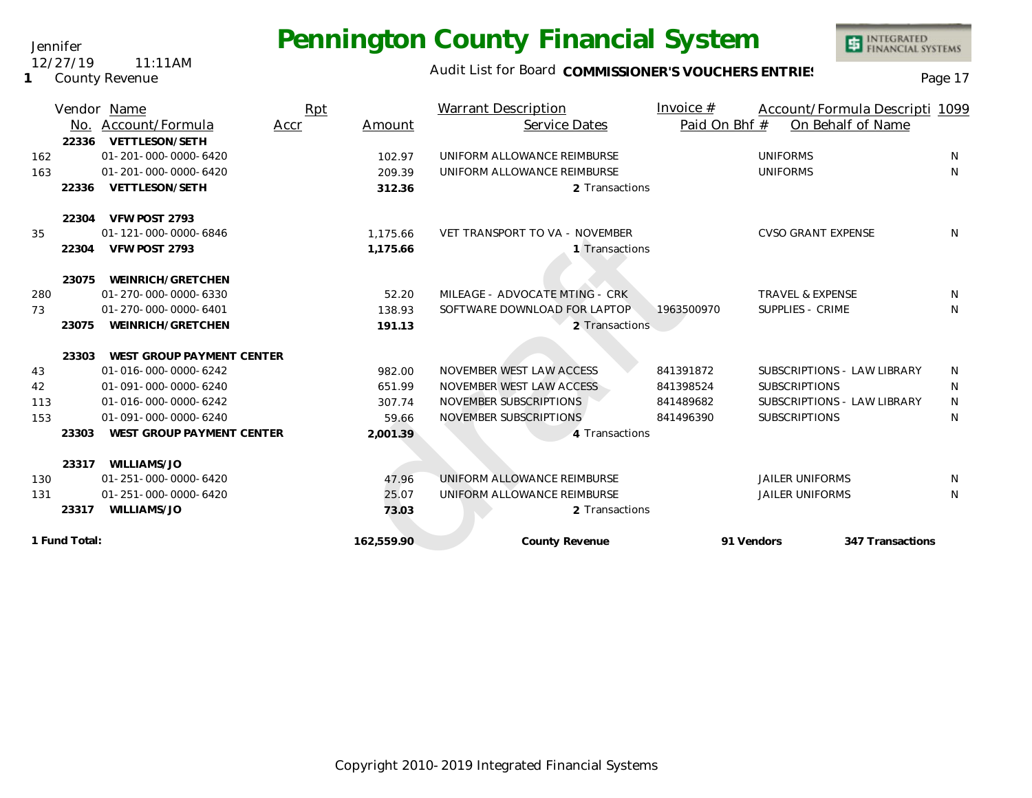# Pennington County Financial System

Jennifer
12/27/19 11:11AM
1 County Revenue

Audit List for Board **COMMISSIONER'S VOUCHERS ENTRIES**

| | Vendor No. | Name / Account/Formula | Rpt Accr | Amount | Warrant Description / Service Dates | Invoice # / Paid On Bhf # | Account/Formula Descripti / On Behalf of Name | 1099 |
|---|---|---|---|---|---|---|---|---|
| | 22336 | **VETTLESON/SETH** | | | | | | |
| 162 | | 01-201-000-0000-6420 | | 102.97 | UNIFORM ALLOWANCE REIMBURSE | | UNIFORMS | N |
| 163 | | 01-201-000-0000-6420 | | 209.39 | UNIFORM ALLOWANCE REIMBURSE | | UNIFORMS | N |
| | **22336** | **VETTLESON/SETH** | | **312.36** | 2 Transactions | | | |
| | 22304 | **VFW POST 2793** | | | | | | |
| 35 | | 01-121-000-0000-6846 | | 1,175.66 | VET TRANSPORT TO VA - NOVEMBER | | CVSO GRANT EXPENSE | N |
| | **22304** | **VFW POST 2793** | | **1,175.66** | 1 Transactions | | | |
| | 23075 | **WEINRICH/GRETCHEN** | | | | | | |
| 280 | | 01-270-000-0000-6330 | | 52.20 | MILEAGE - ADVOCATE MTING - CRK | | TRAVEL & EXPENSE | N |
| 73 | | 01-270-000-0000-6401 | | 138.93 | SOFTWARE DOWNLOAD FOR LAPTOP | 1963500970 | SUPPLIES - CRIME | N |
| | **23075** | **WEINRICH/GRETCHEN** | | **191.13** | 2 Transactions | | | |
| | 23303 | **WEST GROUP PAYMENT CENTER** | | | | | | |
| 43 | | 01-016-000-0000-6242 | | 982.00 | NOVEMBER WEST LAW ACCESS | 841391872 | SUBSCRIPTIONS - LAW LIBRARY | N |
| 42 | | 01-091-000-0000-6240 | | 651.99 | NOVEMBER WEST LAW ACCESS | 841398524 | SUBSCRIPTIONS | N |
| 113 | | 01-016-000-0000-6242 | | 307.74 | NOVEMBER SUBSCRIPTIONS | 841489682 | SUBSCRIPTIONS - LAW LIBRARY | N |
| 153 | | 01-091-000-0000-6240 | | 59.66 | NOVEMBER SUBSCRIPTIONS | 841496390 | SUBSCRIPTIONS | N |
| | **23303** | **WEST GROUP PAYMENT CENTER** | | **2,001.39** | 4 Transactions | | | |
| | 23317 | **WILLIAMS/JO** | | | | | | |
| 130 | | 01-251-000-0000-6420 | | 47.96 | UNIFORM ALLOWANCE REIMBURSE | | JAILER UNIFORMS | N |
| 131 | | 01-251-000-0000-6420 | | 25.07 | UNIFORM ALLOWANCE REIMBURSE | | JAILER UNIFORMS | N |
| | **23317** | **WILLIAMS/JO** | | **73.03** | 2 Transactions | | | |
| **1 Fund Total:** | | | | **162,559.90** | **County Revenue** | **91 Vendors** | **347 Transactions** | |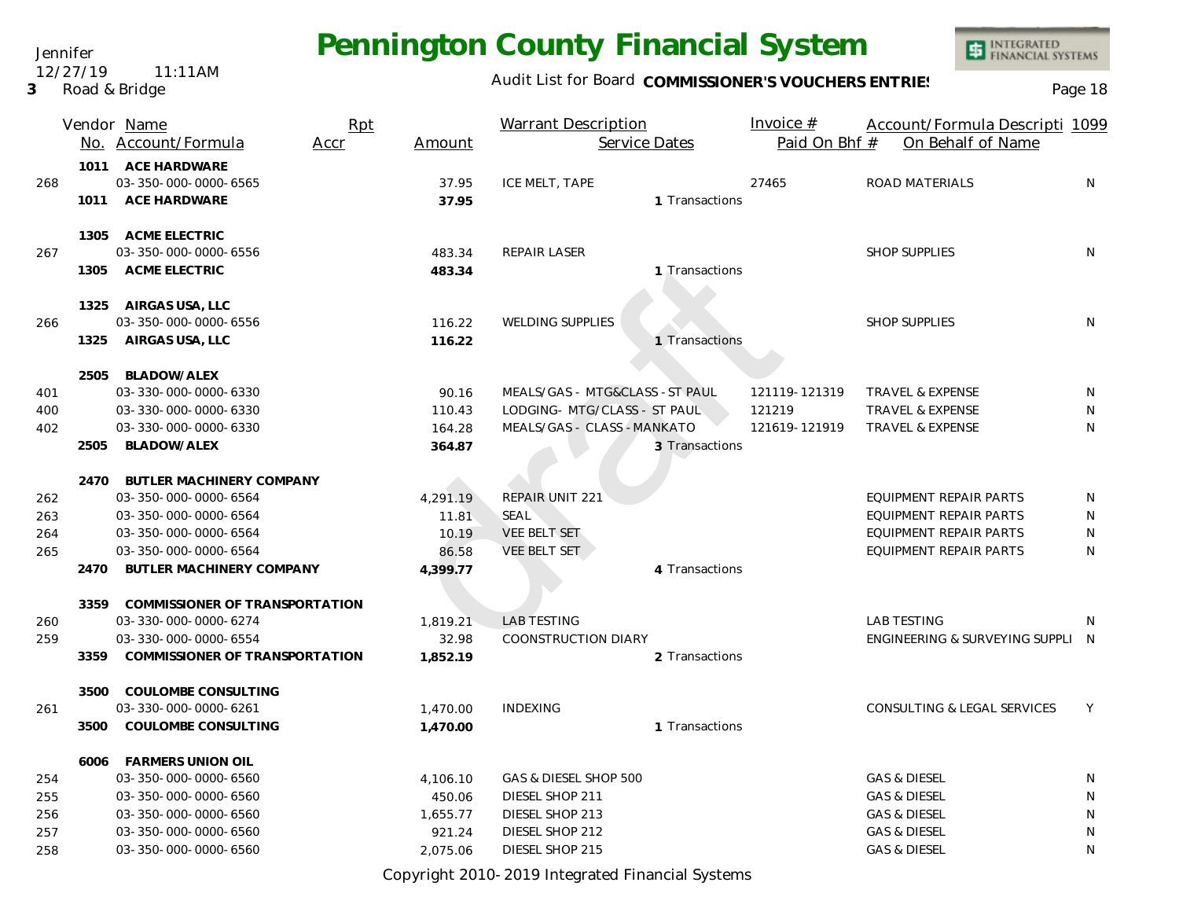# Pennington County Financial System

Jennifer
12/27/19 11:11AM
3 Road & Bridge

Audit List for Board **COMMISSIONER'S VOUCHERS ENTRIES**

| | Vendor No. | Name / Account/Formula | Rpt Accr | Amount | Warrant Description | Service Dates | Invoice # / Paid On Bhf # | Account/Formula Description / On Behalf of Name | 1099 |
|---|---|---|---|---|---|---|---|---|---|
| | 1011 | **ACE HARDWARE** | | | | | | | |
| 268 | | 03-350-000-0000-6565 | | 37.95 | ICE MELT, TAPE | | 27465 | ROAD MATERIALS | N |
| | 1011 | **ACE HARDWARE** | | **37.95** | | 1 Transactions | | | |
| | 1305 | **ACME ELECTRIC** | | | | | | | |
| 267 | | 03-350-000-0000-6556 | | 483.34 | REPAIR LASER | | | SHOP SUPPLIES | N |
| | 1305 | **ACME ELECTRIC** | | **483.34** | | 1 Transactions | | | |
| | 1325 | **AIRGAS USA, LLC** | | | | | | | |
| 266 | | 03-350-000-0000-6556 | | 116.22 | WELDING SUPPLIES | | | SHOP SUPPLIES | N |
| | 1325 | **AIRGAS USA, LLC** | | **116.22** | | 1 Transactions | | | |
| | 2505 | **BLADOW/ALEX** | | | | | | | |
| 401 | | 03-330-000-0000-6330 | | 90.16 | MEALS/GAS - MTG&CLASS - ST PAUL | | 121119-121319 | TRAVEL & EXPENSE | N |
| 400 | | 03-330-000-0000-6330 | | 110.43 | LODGING- MTG/CLASS - ST PAUL | | 121219 | TRAVEL & EXPENSE | N |
| 402 | | 03-330-000-0000-6330 | | 164.28 | MEALS/GAS - CLASS - MANKATO | | 121619-121919 | TRAVEL & EXPENSE | N |
| | 2505 | **BLADOW/ALEX** | | **364.87** | | 3 Transactions | | | |
| | 2470 | **BUTLER MACHINERY COMPANY** | | | | | | | |
| 262 | | 03-350-000-0000-6564 | | 4,291.19 | REPAIR UNIT 221 | | | EQUIPMENT REPAIR PARTS | N |
| 263 | | 03-350-000-0000-6564 | | 11.81 | SEAL | | | EQUIPMENT REPAIR PARTS | N |
| 264 | | 03-350-000-0000-6564 | | 10.19 | VEE BELT SET | | | EQUIPMENT REPAIR PARTS | N |
| 265 | | 03-350-000-0000-6564 | | 86.58 | VEE BELT SET | | | EQUIPMENT REPAIR PARTS | N |
| | 2470 | **BUTLER MACHINERY COMPANY** | | **4,399.77** | | 4 Transactions | | | |
| | 3359 | **COMMISSIONER OF TRANSPORTATION** | | | | | | | |
| 260 | | 03-330-000-0000-6274 | | 1,819.21 | LAB TESTING | | | LAB TESTING | N |
| 259 | | 03-330-000-0000-6554 | | 32.98 | COONSTRUCTION DIARY | | | ENGINEERING & SURVEYING SUPPLI | N |
| | 3359 | **COMMISSIONER OF TRANSPORTATION** | | **1,852.19** | | 2 Transactions | | | |
| | 3500 | **COULOMBE CONSULTING** | | | | | | | |
| 261 | | 03-330-000-0000-6261 | | 1,470.00 | INDEXING | | | CONSULTING & LEGAL SERVICES | Y |
| | 3500 | **COULOMBE CONSULTING** | | **1,470.00** | | 1 Transactions | | | |
| | 6006 | **FARMERS UNION OIL** | | | | | | | |
| 254 | | 03-350-000-0000-6560 | | 4,106.10 | GAS & DIESEL SHOP 500 | | | GAS & DIESEL | N |
| 255 | | 03-350-000-0000-6560 | | 450.06 | DIESEL SHOP 211 | | | GAS & DIESEL | N |
| 256 | | 03-350-000-0000-6560 | | 1,655.77 | DIESEL SHOP 213 | | | GAS & DIESEL | N |
| 257 | | 03-350-000-0000-6560 | | 921.24 | DIESEL SHOP 212 | | | GAS & DIESEL | N |
| 258 | | 03-350-000-0000-6560 | | 2,075.06 | DIESEL SHOP 215 | | | GAS & DIESEL | N |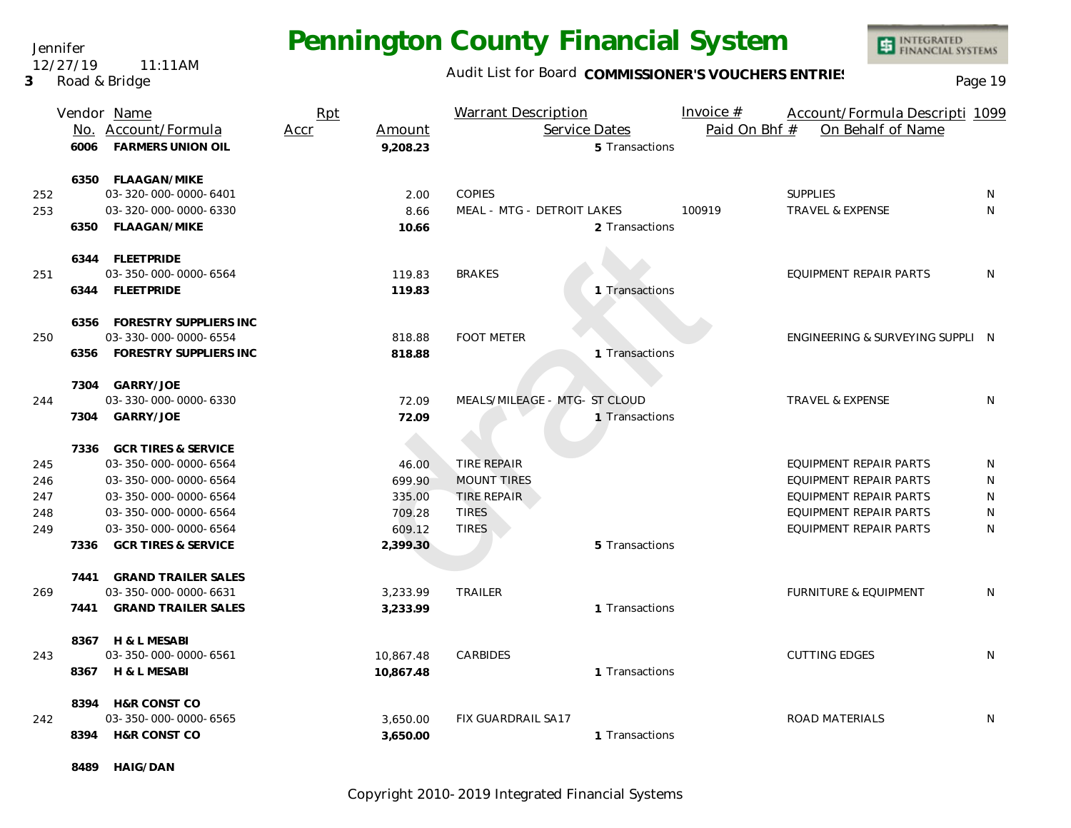Jennifer
12/27/19 11:11AM
3 Road & Bridge

# Pennington County Financial System

Audit List for Board **COMMISSIONER'S VOUCHERS ENTRIES**

| | Vendor No. | Name / Account/Formula | Rpt Accr | Amount | Warrant Description | Service Dates | Invoice # / Paid On Bhf # | Account/Formula Description / On Behalf of Name | 1099 |
|---|---|---|---|---|---|---|---|---|---|
| | 6006 | **FARMERS UNION OIL** | | **9,208.23** | | 5 Transactions | | | |
| | 6350 | **FLAAGAN/MIKE** | | | | | | | |
| 252 | | 03-320-000-0000-6401 | | 2.00 | COPIES | | | SUPPLIES | N |
| 253 | | 03-320-000-0000-6330 | | 8.66 | MEAL - MTG - DETROIT LAKES | | 100919 | TRAVEL & EXPENSE | N |
| | 6350 | **FLAAGAN/MIKE** | | **10.66** | | 2 Transactions | | | |
| | 6344 | **FLEETPRIDE** | | | | | | | |
| 251 | | 03-350-000-0000-6564 | | 119.83 | BRAKES | | | EQUIPMENT REPAIR PARTS | N |
| | 6344 | **FLEETPRIDE** | | **119.83** | | 1 Transactions | | | |
| | 6356 | **FORESTRY SUPPLIERS INC** | | | | | | | |
| 250 | | 03-330-000-0000-6554 | | 818.88 | FOOT METER | | | ENGINEERING & SURVEYING SUPPLI | N |
| | 6356 | **FORESTRY SUPPLIERS INC** | | **818.88** | | 1 Transactions | | | |
| | 7304 | **GARRY/JOE** | | | | | | | |
| 244 | | 03-330-000-0000-6330 | | 72.09 | MEALS/MILEAGE - MTG- ST CLOUD | | | TRAVEL & EXPENSE | N |
| | 7304 | **GARRY/JOE** | | **72.09** | | 1 Transactions | | | |
| | 7336 | **GCR TIRES & SERVICE** | | | | | | | |
| 245 | | 03-350-000-0000-6564 | | 46.00 | TIRE REPAIR | | | EQUIPMENT REPAIR PARTS | N |
| 246 | | 03-350-000-0000-6564 | | 699.90 | MOUNT TIRES | | | EQUIPMENT REPAIR PARTS | N |
| 247 | | 03-350-000-0000-6564 | | 335.00 | TIRE REPAIR | | | EQUIPMENT REPAIR PARTS | N |
| 248 | | 03-350-000-0000-6564 | | 709.28 | TIRES | | | EQUIPMENT REPAIR PARTS | N |
| 249 | | 03-350-000-0000-6564 | | 609.12 | TIRES | | | EQUIPMENT REPAIR PARTS | N |
| | 7336 | **GCR TIRES & SERVICE** | | **2,399.30** | | 5 Transactions | | | |
| | 7441 | **GRAND TRAILER SALES** | | | | | | | |
| 269 | | 03-350-000-0000-6631 | | 3,233.99 | TRAILER | | | FURNITURE & EQUIPMENT | N |
| | 7441 | **GRAND TRAILER SALES** | | **3,233.99** | | 1 Transactions | | | |
| | 8367 | **H & L MESABI** | | | | | | | |
| 243 | | 03-350-000-0000-6561 | | 10,867.48 | CARBIDES | | | CUTTING EDGES | N |
| | 8367 | **H & L MESABI** | | **10,867.48** | | 1 Transactions | | | |
| | 8394 | **H&R CONST CO** | | | | | | | |
| 242 | | 03-350-000-0000-6565 | | 3,650.00 | FIX GUARDRAIL SA17 | | | ROAD MATERIALS | N |
| | 8394 | **H&R CONST CO** | | **3,650.00** | | 1 Transactions | | | |
| | 8489 | **HAIG/DAN** | | | | | | | |

Copyright 2010-2019 Integrated Financial Systems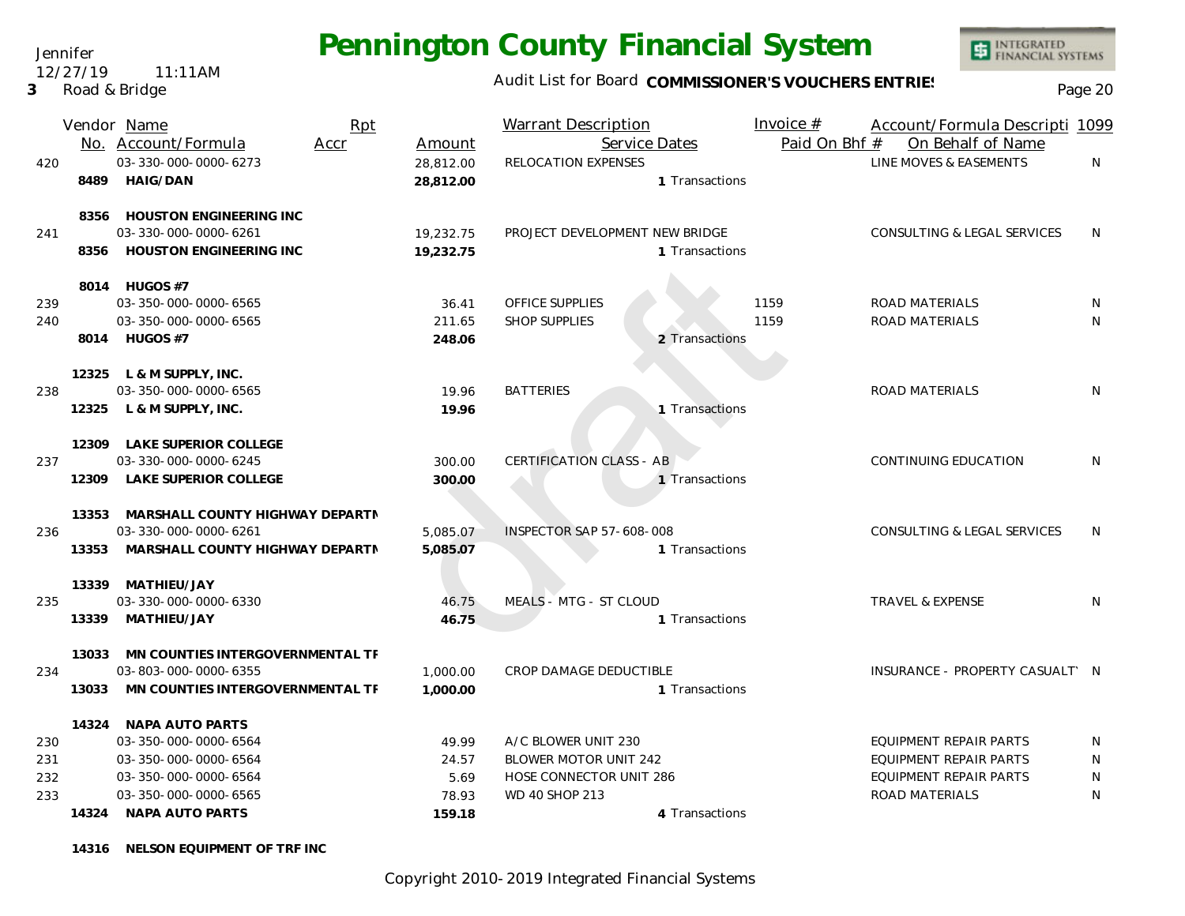Jennifer
12/27/19 11:11AM
3 Road & Bridge

# Pennington County Financial System

Audit List for Board **COMMISSIONER'S VOUCHERS ENTRIES**

| | Vendor No. | Name / Account/Formula | Rpt Accr | Amount | Warrant Description / Service Dates | Invoice # / Paid On Bhf # | Account/Formula Descripti / On Behalf of Name | 1099 |
|---|---|---|---|---|---|---|---|---|
| 420 | | 03-330-000-0000-6273 | | 28,812.00 | RELOCATION EXPENSES | | LINE MOVES & EASEMENTS | N |
| | 8489 | **HAIG/DAN** | | **28,812.00** | 1 Transactions | | | |
| | 8356 | **HOUSTON ENGINEERING INC** | | | | | | |
| 241 | | 03-330-000-0000-6261 | | 19,232.75 | PROJECT DEVELOPMENT NEW BRIDGE | | CONSULTING & LEGAL SERVICES | N |
| | 8356 | **HOUSTON ENGINEERING INC** | | **19,232.75** | 1 Transactions | | | |
| | 8014 | **HUGOS #7** | | | | | | |
| 239 | | 03-350-000-0000-6565 | | 36.41 | OFFICE SUPPLIES | 1159 | ROAD MATERIALS | N |
| 240 | | 03-350-000-0000-6565 | | 211.65 | SHOP SUPPLIES | 1159 | ROAD MATERIALS | N |
| | 8014 | **HUGOS #7** | | **248.06** | 2 Transactions | | | |
| | 12325 | **L & M SUPPLY, INC.** | | | | | | |
| 238 | | 03-350-000-0000-6565 | | 19.96 | BATTERIES | | ROAD MATERIALS | N |
| | 12325 | **L & M SUPPLY, INC.** | | **19.96** | 1 Transactions | | | |
| | 12309 | **LAKE SUPERIOR COLLEGE** | | | | | | |
| 237 | | 03-330-000-0000-6245 | | 300.00 | CERTIFICATION CLASS - AB | | CONTINUING EDUCATION | N |
| | 12309 | **LAKE SUPERIOR COLLEGE** | | **300.00** | 1 Transactions | | | |
| | 13353 | **MARSHALL COUNTY HIGHWAY DEPARTN** | | | | | | |
| 236 | | 03-330-000-0000-6261 | | 5,085.07 | INSPECTOR SAP 57-608-008 | | CONSULTING & LEGAL SERVICES | N |
| | 13353 | **MARSHALL COUNTY HIGHWAY DEPARTN** | | **5,085.07** | 1 Transactions | | | |
| | 13339 | **MATHIEU/JAY** | | | | | | |
| 235 | | 03-330-000-0000-6330 | | 46.75 | MEALS - MTG - ST CLOUD | | TRAVEL & EXPENSE | N |
| | 13339 | **MATHIEU/JAY** | | **46.75** | 1 Transactions | | | |
| | 13033 | **MN COUNTIES INTERGOVERNMENTAL TF** | | | | | | |
| 234 | | 03-803-000-0000-6355 | | 1,000.00 | CROP DAMAGE DEDUCTIBLE | | INSURANCE - PROPERTY CASUALTY | N |
| | 13033 | **MN COUNTIES INTERGOVERNMENTAL TF** | | **1,000.00** | 1 Transactions | | | |
| | 14324 | **NAPA AUTO PARTS** | | | | | | |
| 230 | | 03-350-000-0000-6564 | | 49.99 | A/C BLOWER UNIT 230 | | EQUIPMENT REPAIR PARTS | N |
| 231 | | 03-350-000-0000-6564 | | 24.57 | BLOWER MOTOR UNIT 242 | | EQUIPMENT REPAIR PARTS | N |
| 232 | | 03-350-000-0000-6564 | | 5.69 | HOSE CONNECTOR UNIT 286 | | EQUIPMENT REPAIR PARTS | N |
| 233 | | 03-350-000-0000-6565 | | 78.93 | WD 40 SHOP 213 | | ROAD MATERIALS | N |
| | 14324 | **NAPA AUTO PARTS** | | **159.18** | 4 Transactions | | | |
| | 14316 | **NELSON EQUIPMENT OF TRF INC** | | | | | | |

Copyright 2010-2019 Integrated Financial Systems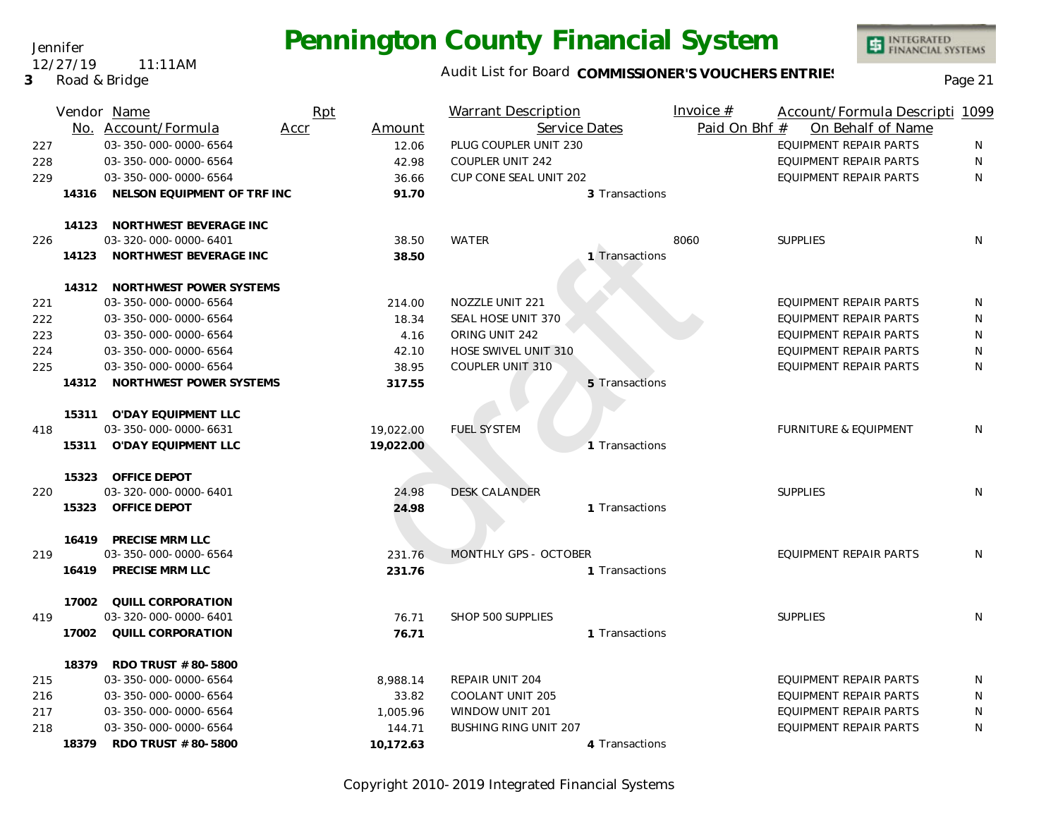# Pennington County Financial System

Jennifer
12/27/19 11:11AM
3 Road & Bridge

Audit List for Board **COMMISSIONER'S VOUCHERS ENTRIES**

| | Vendor No. | Name / Account/Formula | Rpt Accr | Amount | Warrant Description / Service Dates | Invoice # / Paid On Bhf # | Account/Formula Description / On Behalf of Name | 1099 |
|---|---|---|---|---|---|---|---|---|
| 227 | | 03-350-000-0000-6564 | | 12.06 | PLUG COUPLER UNIT 230 | | EQUIPMENT REPAIR PARTS | N |
| 228 | | 03-350-000-0000-6564 | | 42.98 | COUPLER UNIT 242 | | EQUIPMENT REPAIR PARTS | N |
| 229 | | 03-350-000-0000-6564 | | 36.66 | CUP CONE SEAL UNIT 202 | | EQUIPMENT REPAIR PARTS | N |
| | **14316** | **NELSON EQUIPMENT OF TRF INC** | | **91.70** | 3 Transactions | | | |
| | **14123** | **NORTHWEST BEVERAGE INC** | | | | | | |
| 226 | | 03-320-000-0000-6401 | | 38.50 | WATER | 8060 | SUPPLIES | N |
| | **14123** | **NORTHWEST BEVERAGE INC** | | **38.50** | 1 Transactions | | | |
| | **14312** | **NORTHWEST POWER SYSTEMS** | | | | | | |
| 221 | | 03-350-000-0000-6564 | | 214.00 | NOZZLE UNIT 221 | | EQUIPMENT REPAIR PARTS | N |
| 222 | | 03-350-000-0000-6564 | | 18.34 | SEAL HOSE UNIT 370 | | EQUIPMENT REPAIR PARTS | N |
| 223 | | 03-350-000-0000-6564 | | 4.16 | ORING UNIT 242 | | EQUIPMENT REPAIR PARTS | N |
| 224 | | 03-350-000-0000-6564 | | 42.10 | HOSE SWIVEL UNIT 310 | | EQUIPMENT REPAIR PARTS | N |
| 225 | | 03-350-000-0000-6564 | | 38.95 | COUPLER UNIT 310 | | EQUIPMENT REPAIR PARTS | N |
| | **14312** | **NORTHWEST POWER SYSTEMS** | | **317.55** | 5 Transactions | | | |
| | **15311** | **O'DAY EQUIPMENT LLC** | | | | | | |
| 418 | | 03-350-000-0000-6631 | | 19,022.00 | FUEL SYSTEM | | FURNITURE & EQUIPMENT | N |
| | **15311** | **O'DAY EQUIPMENT LLC** | | **19,022.00** | 1 Transactions | | | |
| | **15323** | **OFFICE DEPOT** | | | | | | |
| 220 | | 03-320-000-0000-6401 | | 24.98 | DESK CALANDER | | SUPPLIES | N |
| | **15323** | **OFFICE DEPOT** | | **24.98** | 1 Transactions | | | |
| | **16419** | **PRECISE MRM LLC** | | | | | | |
| 219 | | 03-350-000-0000-6564 | | 231.76 | MONTHLY GPS - OCTOBER | | EQUIPMENT REPAIR PARTS | N |
| | **16419** | **PRECISE MRM LLC** | | **231.76** | 1 Transactions | | | |
| | **17002** | **QUILL CORPORATION** | | | | | | |
| 419 | | 03-320-000-0000-6401 | | 76.71 | SHOP 500 SUPPLIES | | SUPPLIES | N |
| | **17002** | **QUILL CORPORATION** | | **76.71** | 1 Transactions | | | |
| | **18379** | **RDO TRUST # 80-5800** | | | | | | |
| 215 | | 03-350-000-0000-6564 | | 8,988.14 | REPAIR UNIT 204 | | EQUIPMENT REPAIR PARTS | N |
| 216 | | 03-350-000-0000-6564 | | 33.82 | COOLANT UNIT 205 | | EQUIPMENT REPAIR PARTS | N |
| 217 | | 03-350-000-0000-6564 | | 1,005.96 | WINDOW UNIT 201 | | EQUIPMENT REPAIR PARTS | N |
| 218 | | 03-350-000-0000-6564 | | 144.71 | BUSHING RING UNIT 207 | | EQUIPMENT REPAIR PARTS | N |
| | **18379** | **RDO TRUST # 80-5800** | | **10,172.63** | 4 Transactions | | | |

Copyright 2010-2019 Integrated Financial Systems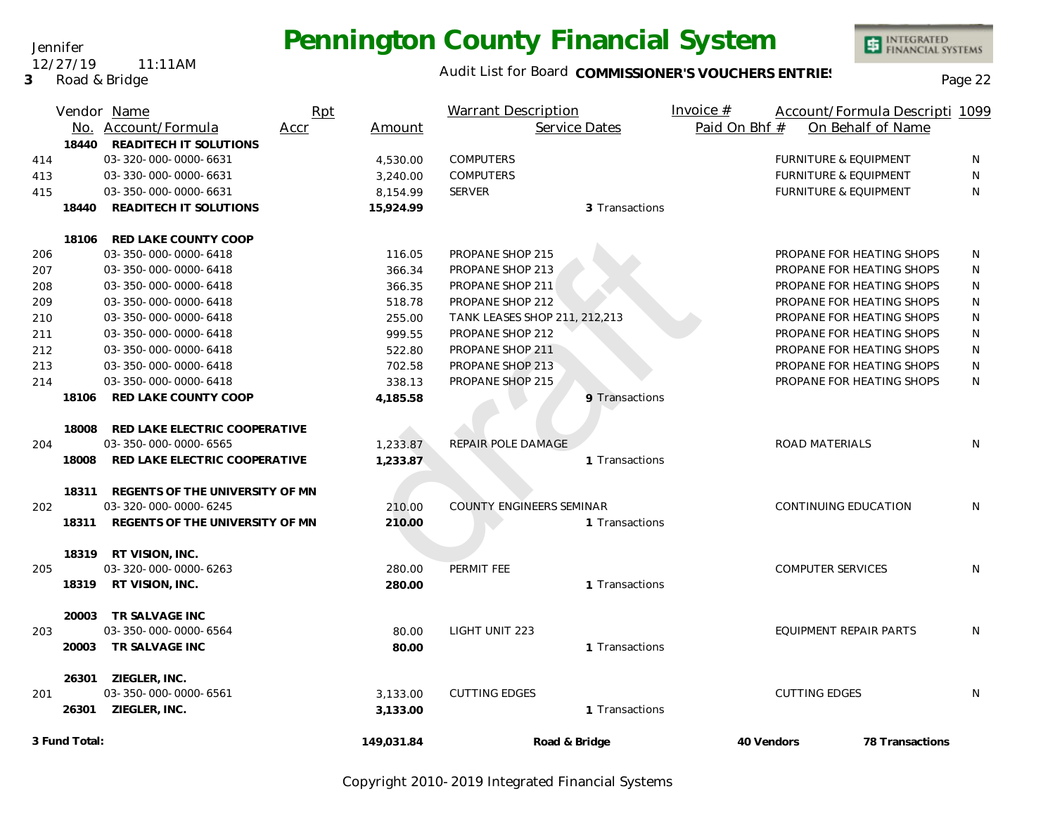# Pennington County Financial System

Jennifer
12/27/19 11:11AM
**3** Road & Bridge

Audit List for Board **COMMISSIONER'S VOUCHERS ENTRIES**

| | Vendor No. | Name / Account/Formula | Rpt Accr | Amount | Warrant Description / Service Dates | Invoice # / Paid On Bhf # | Account/Formula Descripti / On Behalf of Name | 1099 |
|---|---|---|---|---|---|---|---|---|
| | **18440** | **READITECH IT SOLUTIONS** | | | | | | |
| 414 | | 03-320-000-0000-6631 | | 4,530.00 | COMPUTERS | | FURNITURE & EQUIPMENT | N |
| 413 | | 03-330-000-0000-6631 | | 3,240.00 | COMPUTERS | | FURNITURE & EQUIPMENT | N |
| 415 | | 03-350-000-0000-6631 | | 8,154.99 | SERVER | | FURNITURE & EQUIPMENT | N |
| | **18440** | **READITECH IT SOLUTIONS** | | **15,924.99** | 3 Transactions | | | |
| | **18106** | **RED LAKE COUNTY COOP** | | | | | | |
| 206 | | 03-350-000-0000-6418 | | 116.05 | PROPANE SHOP 215 | | PROPANE FOR HEATING SHOPS | N |
| 207 | | 03-350-000-0000-6418 | | 366.34 | PROPANE SHOP 213 | | PROPANE FOR HEATING SHOPS | N |
| 208 | | 03-350-000-0000-6418 | | 366.35 | PROPANE SHOP 211 | | PROPANE FOR HEATING SHOPS | N |
| 209 | | 03-350-000-0000-6418 | | 518.78 | PROPANE SHOP 212 | | PROPANE FOR HEATING SHOPS | N |
| 210 | | 03-350-000-0000-6418 | | 255.00 | TANK LEASES SHOP 211, 212,213 | | PROPANE FOR HEATING SHOPS | N |
| 211 | | 03-350-000-0000-6418 | | 999.55 | PROPANE SHOP 212 | | PROPANE FOR HEATING SHOPS | N |
| 212 | | 03-350-000-0000-6418 | | 522.80 | PROPANE SHOP 211 | | PROPANE FOR HEATING SHOPS | N |
| 213 | | 03-350-000-0000-6418 | | 702.58 | PROPANE SHOP 213 | | PROPANE FOR HEATING SHOPS | N |
| 214 | | 03-350-000-0000-6418 | | 338.13 | PROPANE SHOP 215 | | PROPANE FOR HEATING SHOPS | N |
| | **18106** | **RED LAKE COUNTY COOP** | | **4,185.58** | 9 Transactions | | | |
| | **18008** | **RED LAKE ELECTRIC COOPERATIVE** | | | | | | |
| 204 | | 03-350-000-0000-6565 | | 1,233.87 | REPAIR POLE DAMAGE | | ROAD MATERIALS | N |
| | **18008** | **RED LAKE ELECTRIC COOPERATIVE** | | **1,233.87** | 1 Transactions | | | |
| | **18311** | **REGENTS OF THE UNIVERSITY OF MN** | | | | | | |
| 202 | | 03-320-000-0000-6245 | | 210.00 | COUNTY ENGINEERS SEMINAR | | CONTINUING EDUCATION | N |
| | **18311** | **REGENTS OF THE UNIVERSITY OF MN** | | **210.00** | 1 Transactions | | | |
| | **18319** | **RT VISION, INC.** | | | | | | |
| 205 | | 03-320-000-0000-6263 | | 280.00 | PERMIT FEE | | COMPUTER SERVICES | N |
| | **18319** | **RT VISION, INC.** | | **280.00** | 1 Transactions | | | |
| | **20003** | **TR SALVAGE INC** | | | | | | |
| 203 | | 03-350-000-0000-6564 | | 80.00 | LIGHT UNIT 223 | | EQUIPMENT REPAIR PARTS | N |
| | **20003** | **TR SALVAGE INC** | | **80.00** | 1 Transactions | | | |
| | **26301** | **ZIEGLER, INC.** | | | | | | |
| 201 | | 03-350-000-0000-6561 | | 3,133.00 | CUTTING EDGES | | CUTTING EDGES | N |
| | **26301** | **ZIEGLER, INC.** | | **3,133.00** | 1 Transactions | | | |
| **3 Fund Total:** | | | | **149,031.84** | **Road & Bridge** | **40 Vendors** | **78 Transactions** | |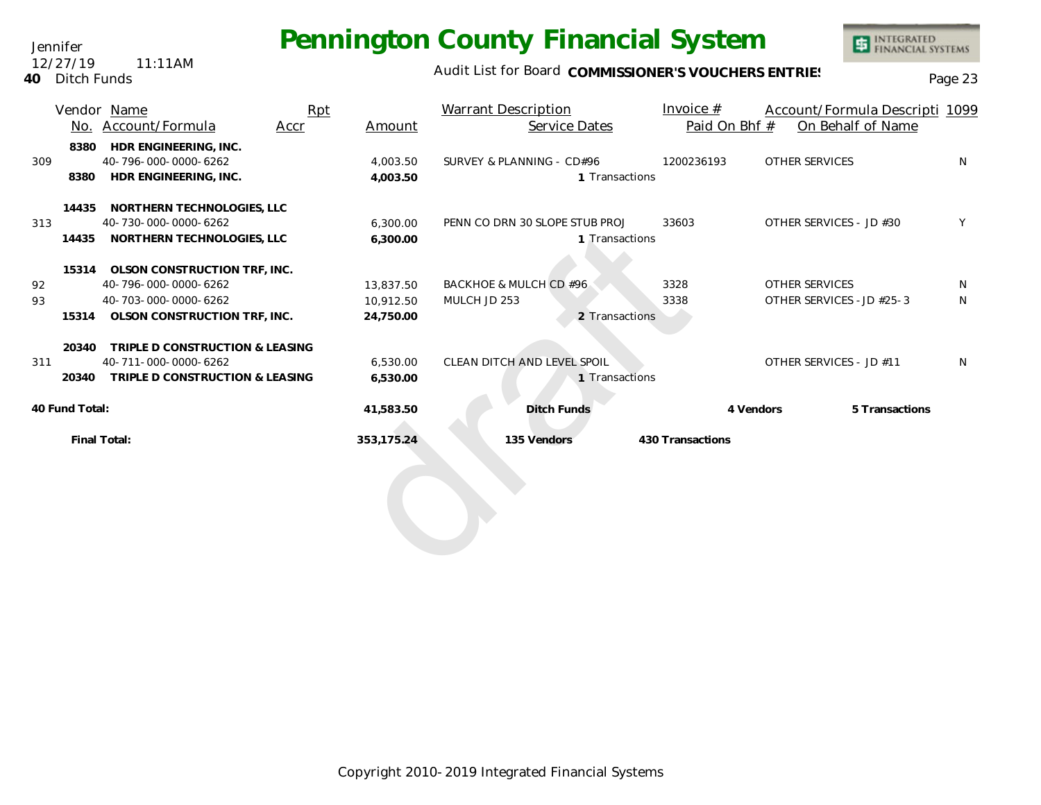Jennifer
12/27/19 11:11AM
**40** Ditch Funds

# Pennington County Financial System

Audit List for Board **COMMISSIONER'S VOUCHERS ENTRIES**

| | Vendor No. | Name / Account/Formula | Rpt Accr | Amount | Warrant Description / Service Dates | Invoice # / Paid On Bhf # | Account/Formula Descripti / On Behalf of Name | 1099 |
|---|---|---|---|---|---|---|---|---|
| | 8380 | **HDR ENGINEERING, INC.** | | | | | | |
| 309 | | 40-796-000-0000-6262 | | 4,003.50 | SURVEY & PLANNING - CD#96 | 1200236193 | OTHER SERVICES | N |
| | 8380 | **HDR ENGINEERING, INC.** | | **4,003.50** | 1 Transactions | | | |
| | 14435 | **NORTHERN TECHNOLOGIES, LLC** | | | | | | |
| 313 | | 40-730-000-0000-6262 | | 6,300.00 | PENN CO DRN 30 SLOPE STUB PROJ | 33603 | OTHER SERVICES - JD #30 | Y |
| | 14435 | **NORTHERN TECHNOLOGIES, LLC** | | **6,300.00** | 1 Transactions | | | |
| | 15314 | **OLSON CONSTRUCTION TRF, INC.** | | | | | | |
| 92 | | 40-796-000-0000-6262 | | 13,837.50 | BACKHOE & MULCH CD #96 | 3328 | OTHER SERVICES | N |
| 93 | | 40-703-000-0000-6262 | | 10,912.50 | MULCH JD 253 | 3338 | OTHER SERVICES - JD #25-3 | N |
| | 15314 | **OLSON CONSTRUCTION TRF, INC.** | | **24,750.00** | 2 Transactions | | | |
| | 20340 | **TRIPLE D CONSTRUCTION & LEASING** | | | | | | |
| 311 | | 40-711-000-0000-6262 | | 6,530.00 | CLEAN DITCH AND LEVEL SPOIL | | OTHER SERVICES - JD #11 | N |
| | 20340 | **TRIPLE D CONSTRUCTION & LEASING** | | **6,530.00** | 1 Transactions | | | |
| **40 Fund Total:** | | | | **41,583.50** | **Ditch Funds** | **4 Vendors** | **5 Transactions** | |
| | | **Final Total:** | | **353,175.24** | **135 Vendors** | **430 Transactions** | | |

draft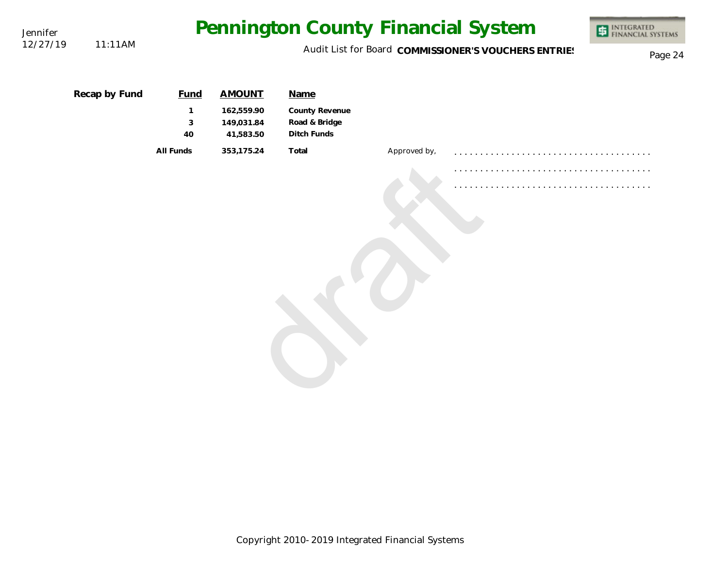**Recap by Fund**

| Fund | AMOUNT | Name |
|---|---|---|
| 1 | 162,559.90 | County Revenue |
| 3 | 149,031.84 | Road & Bridge |
| 40 | 41,583.50 | Ditch Funds |
| All Funds | 353,175.24 | Total |

Approved by,

. . . . . . . . . . . . . . . . . . . . . . . . . . . . . . . . . . . . .

. . . . . . . . . . . . . . . . . . . . . . . . . . . . . . . . . . . . .

. . . . . . . . . . . . . . . . . . . . . . . . . . . . . . . . . . . . .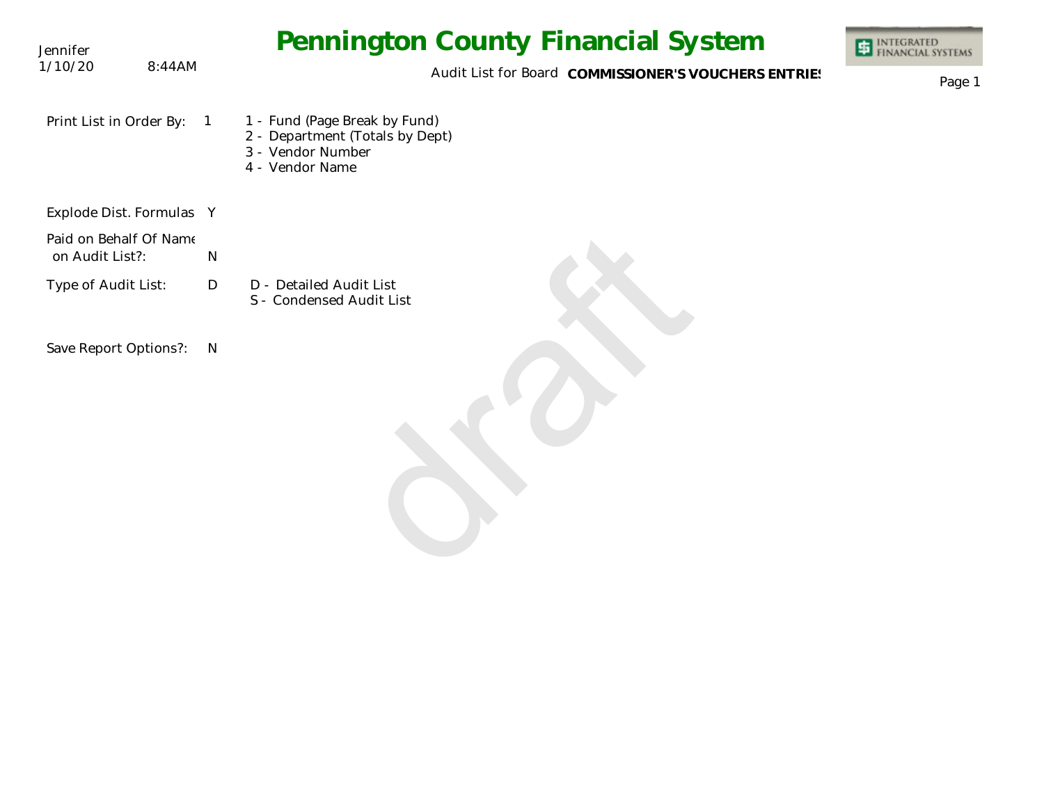Jennifer
1/10/20 8:44AM

# Pennington County Financial System

Audit List for Board **COMMISSIONER'S VOUCHERS ENTRIES**

INTEGRATED FINANCIAL SYSTEMS

Print List in Order By: 1

- 1 - Fund (Page Break by Fund)
- 2 - Department (Totals by Dept)
- 3 - Vendor Number
- 4 - Vendor Name

Explode Dist. Formulas Y

Paid on Behalf Of Name on Audit List?: N

Type of Audit List: D

- D - Detailed Audit List
- S - Condensed Audit List

Save Report Options?: N

draft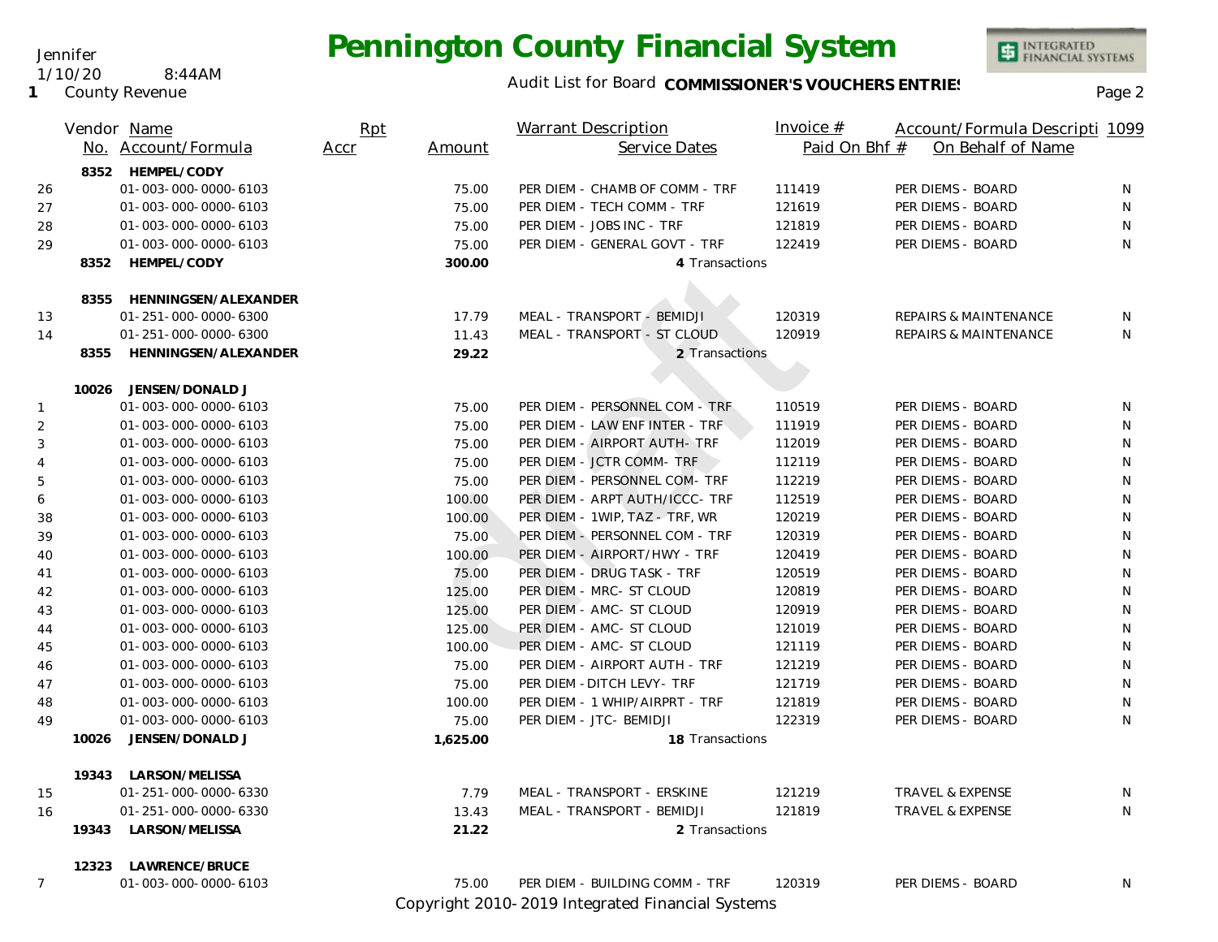# Pennington County Financial System

Jennifer
1/10/20 8:44AM
1 County Revenue

Audit List for Board **COMMISSIONER'S VOUCHERS ENTRIES**

| | Vendor No. | Name / Account/Formula | Rpt Accr | Amount | Warrant Description / Service Dates | Invoice # / Paid On Bhf # | Account/Formula Description / On Behalf of Name | 1099 |
|---|---|---|---|---|---|---|---|---|
| | 8352 | **HEMPEL/CODY** | | | | | | |
| 26 | | 01-003-000-0000-6103 | | 75.00 | PER DIEM - CHAMB OF COMM - TRF | 111419 | PER DIEMS - BOARD | N |
| 27 | | 01-003-000-0000-6103 | | 75.00 | PER DIEM - TECH COMM - TRF | 121619 | PER DIEMS - BOARD | N |
| 28 | | 01-003-000-0000-6103 | | 75.00 | PER DIEM - JOBS INC - TRF | 121819 | PER DIEMS - BOARD | N |
| 29 | | 01-003-000-0000-6103 | | 75.00 | PER DIEM - GENERAL GOVT - TRF | 122419 | PER DIEMS - BOARD | N |
| | 8352 | **HEMPEL/CODY** | | **300.00** | 4 Transactions | | | |
| | 8355 | **HENNINGSEN/ALEXANDER** | | | | | | |
| 13 | | 01-251-000-0000-6300 | | 17.79 | MEAL - TRANSPORT - BEMIDJI | 120319 | REPAIRS & MAINTENANCE | N |
| 14 | | 01-251-000-0000-6300 | | 11.43 | MEAL - TRANSPORT - ST CLOUD | 120919 | REPAIRS & MAINTENANCE | N |
| | 8355 | **HENNINGSEN/ALEXANDER** | | **29.22** | 2 Transactions | | | |
| | 10026 | **JENSEN/DONALD J** | | | | | | |
| 1 | | 01-003-000-0000-6103 | | 75.00 | PER DIEM - PERSONNEL COM - TRF | 110519 | PER DIEMS - BOARD | N |
| 2 | | 01-003-000-0000-6103 | | 75.00 | PER DIEM - LAW ENF INTER - TRF | 111919 | PER DIEMS - BOARD | N |
| 3 | | 01-003-000-0000-6103 | | 75.00 | PER DIEM - AIRPORT AUTH- TRF | 112019 | PER DIEMS - BOARD | N |
| 4 | | 01-003-000-0000-6103 | | 75.00 | PER DIEM - JCTR COMM- TRF | 112119 | PER DIEMS - BOARD | N |
| 5 | | 01-003-000-0000-6103 | | 75.00 | PER DIEM - PERSONNEL COM- TRF | 112219 | PER DIEMS - BOARD | N |
| 6 | | 01-003-000-0000-6103 | | 100.00 | PER DIEM - ARPT AUTH/ICCC- TRF | 112519 | PER DIEMS - BOARD | N |
| 38 | | 01-003-000-0000-6103 | | 100.00 | PER DIEM - 1WIP, TAZ - TRF, WR | 120219 | PER DIEMS - BOARD | N |
| 39 | | 01-003-000-0000-6103 | | 75.00 | PER DIEM - PERSONNEL COM - TRF | 120319 | PER DIEMS - BOARD | N |
| 40 | | 01-003-000-0000-6103 | | 100.00 | PER DIEM - AIRPORT/HWY - TRF | 120419 | PER DIEMS - BOARD | N |
| 41 | | 01-003-000-0000-6103 | | 75.00 | PER DIEM - DRUG TASK - TRF | 120519 | PER DIEMS - BOARD | N |
| 42 | | 01-003-000-0000-6103 | | 125.00 | PER DIEM - MRC- ST CLOUD | 120819 | PER DIEMS - BOARD | N |
| 43 | | 01-003-000-0000-6103 | | 125.00 | PER DIEM - AMC- ST CLOUD | 120919 | PER DIEMS - BOARD | N |
| 44 | | 01-003-000-0000-6103 | | 125.00 | PER DIEM - AMC- ST CLOUD | 121019 | PER DIEMS - BOARD | N |
| 45 | | 01-003-000-0000-6103 | | 100.00 | PER DIEM - AMC- ST CLOUD | 121119 | PER DIEMS - BOARD | N |
| 46 | | 01-003-000-0000-6103 | | 75.00 | PER DIEM - AIRPORT AUTH - TRF | 121219 | PER DIEMS - BOARD | N |
| 47 | | 01-003-000-0000-6103 | | 75.00 | PER DIEM - DITCH LEVY- TRF | 121719 | PER DIEMS - BOARD | N |
| 48 | | 01-003-000-0000-6103 | | 100.00 | PER DIEM - 1 WHIP/AIRPRT - TRF | 121819 | PER DIEMS - BOARD | N |
| 49 | | 01-003-000-0000-6103 | | 75.00 | PER DIEM - JTC- BEMIDJI | 122319 | PER DIEMS - BOARD | N |
| | 10026 | **JENSEN/DONALD J** | | **1,625.00** | 18 Transactions | | | |
| | 19343 | **LARSON/MELISSA** | | | | | | |
| 15 | | 01-251-000-0000-6330 | | 7.79 | MEAL - TRANSPORT - ERSKINE | 121219 | TRAVEL & EXPENSE | N |
| 16 | | 01-251-000-0000-6330 | | 13.43 | MEAL - TRANSPORT - BEMIDJI | 121819 | TRAVEL & EXPENSE | N |
| | 19343 | **LARSON/MELISSA** | | **21.22** | 2 Transactions | | | |
| | 12323 | **LAWRENCE/BRUCE** | | | | | | |
| 7 | | 01-003-000-0000-6103 | | 75.00 | PER DIEM - BUILDING COMM - TRF | 120319 | PER DIEMS - BOARD | N |

Copyright 2010-2019 Integrated Financial Systems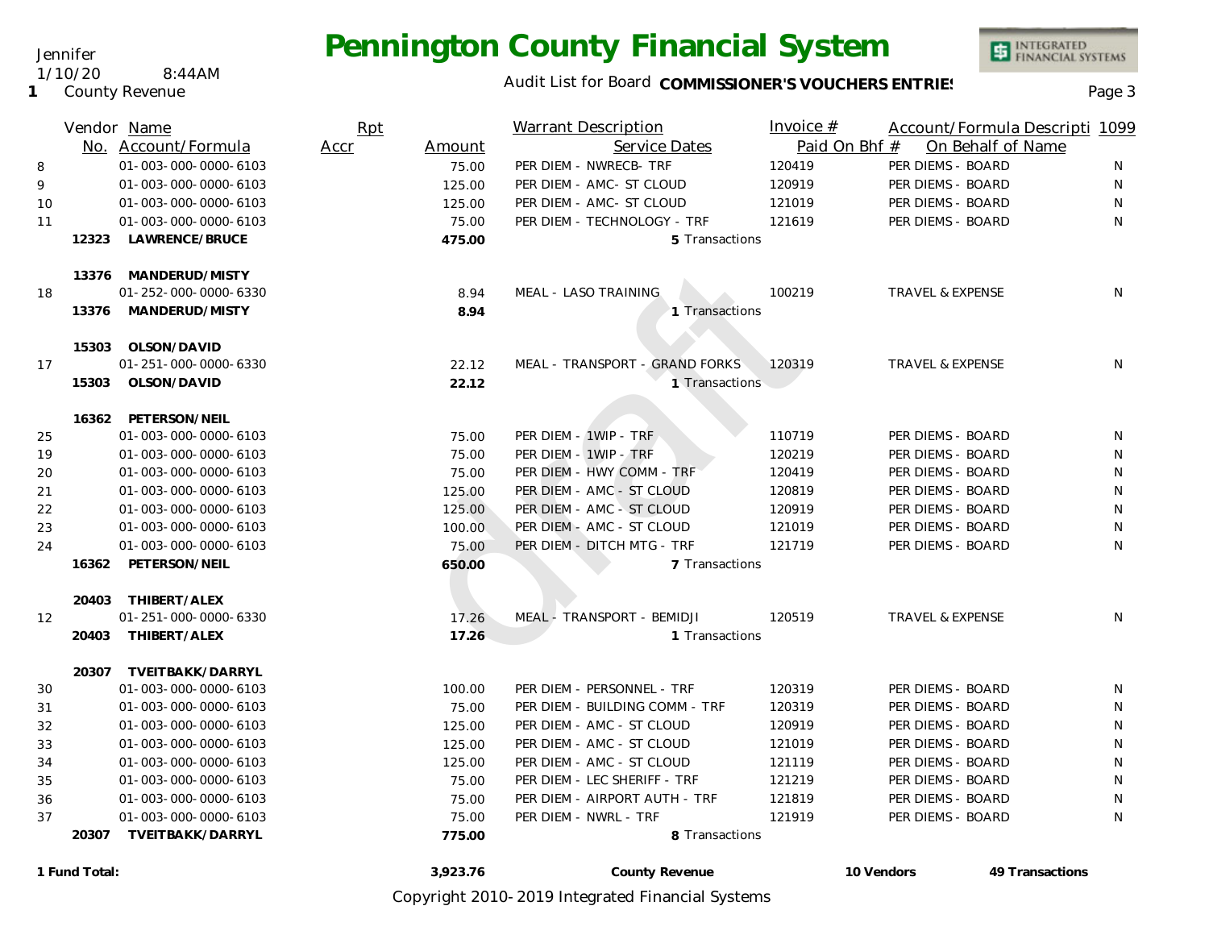Jennifer
1/10/20 8:44AM
1 County Revenue

# Pennington County Financial System

Audit List for Board **COMMISSIONER'S VOUCHERS ENTRIES**

| | Vendor No. | Name / Account/Formula | Rpt Accr | Amount | Warrant Description / Service Dates | Invoice # / Paid On Bhf # | Account/Formula Descripti / On Behalf of Name | 1099 |
|---|---|---|---|---|---|---|---|---|
| 8 | | 01-003-000-0000-6103 | | 75.00 | PER DIEM - NWRECB- TRF | 120419 | PER DIEMS - BOARD | N |
| 9 | | 01-003-000-0000-6103 | | 125.00 | PER DIEM - AMC- ST CLOUD | 120919 | PER DIEMS - BOARD | N |
| 10 | | 01-003-000-0000-6103 | | 125.00 | PER DIEM - AMC- ST CLOUD | 121019 | PER DIEMS - BOARD | N |
| 11 | | 01-003-000-0000-6103 | | 75.00 | PER DIEM - TECHNOLOGY - TRF | 121619 | PER DIEMS - BOARD | N |
| | **12323** | **LAWRENCE/BRUCE** | | **475.00** | 5 Transactions | | | |
| | **13376** | **MANDERUD/MISTY** | | | | | | |
| 18 | | 01-252-000-0000-6330 | | 8.94 | MEAL - LASO TRAINING | 100219 | TRAVEL & EXPENSE | N |
| | **13376** | **MANDERUD/MISTY** | | **8.94** | 1 Transactions | | | |
| | **15303** | **OLSON/DAVID** | | | | | | |
| 17 | | 01-251-000-0000-6330 | | 22.12 | MEAL - TRANSPORT - GRAND FORKS | 120319 | TRAVEL & EXPENSE | N |
| | **15303** | **OLSON/DAVID** | | **22.12** | 1 Transactions | | | |
| | **16362** | **PETERSON/NEIL** | | | | | | |
| 25 | | 01-003-000-0000-6103 | | 75.00 | PER DIEM - 1WIP - TRF | 110719 | PER DIEMS - BOARD | N |
| 19 | | 01-003-000-0000-6103 | | 75.00 | PER DIEM - 1WIP - TRF | 120219 | PER DIEMS - BOARD | N |
| 20 | | 01-003-000-0000-6103 | | 75.00 | PER DIEM - HWY COMM - TRF | 120419 | PER DIEMS - BOARD | N |
| 21 | | 01-003-000-0000-6103 | | 125.00 | PER DIEM - AMC - ST CLOUD | 120819 | PER DIEMS - BOARD | N |
| 22 | | 01-003-000-0000-6103 | | 125.00 | PER DIEM - AMC - ST CLOUD | 120919 | PER DIEMS - BOARD | N |
| 23 | | 01-003-000-0000-6103 | | 100.00 | PER DIEM - AMC - ST CLOUD | 121019 | PER DIEMS - BOARD | N |
| 24 | | 01-003-000-0000-6103 | | 75.00 | PER DIEM - DITCH MTG - TRF | 121719 | PER DIEMS - BOARD | N |
| | **16362** | **PETERSON/NEIL** | | **650.00** | 7 Transactions | | | |
| | **20403** | **THIBERT/ALEX** | | | | | | |
| 12 | | 01-251-000-0000-6330 | | 17.26 | MEAL - TRANSPORT - BEMIDJI | 120519 | TRAVEL & EXPENSE | N |
| | **20403** | **THIBERT/ALEX** | | **17.26** | 1 Transactions | | | |
| | **20307** | **TVEITBAKK/DARRYL** | | | | | | |
| 30 | | 01-003-000-0000-6103 | | 100.00 | PER DIEM - PERSONNEL - TRF | 120319 | PER DIEMS - BOARD | N |
| 31 | | 01-003-000-0000-6103 | | 75.00 | PER DIEM - BUILDING COMM - TRF | 120319 | PER DIEMS - BOARD | N |
| 32 | | 01-003-000-0000-6103 | | 125.00 | PER DIEM - AMC - ST CLOUD | 120919 | PER DIEMS - BOARD | N |
| 33 | | 01-003-000-0000-6103 | | 125.00 | PER DIEM - AMC - ST CLOUD | 121019 | PER DIEMS - BOARD | N |
| 34 | | 01-003-000-0000-6103 | | 125.00 | PER DIEM - AMC - ST CLOUD | 121119 | PER DIEMS - BOARD | N |
| 35 | | 01-003-000-0000-6103 | | 75.00 | PER DIEM - LEC SHERIFF - TRF | 121219 | PER DIEMS - BOARD | N |
| 36 | | 01-003-000-0000-6103 | | 75.00 | PER DIEM - AIRPORT AUTH - TRF | 121819 | PER DIEMS - BOARD | N |
| 37 | | 01-003-000-0000-6103 | | 75.00 | PER DIEM - NWRL - TRF | 121919 | PER DIEMS - BOARD | N |
| | **20307** | **TVEITBAKK/DARRYL** | | **775.00** | 8 Transactions | | | |

**1 Fund Total:** **3,923.76** **County Revenue** **10 Vendors** **49 Transactions**

Copyright 2010-2019 Integrated Financial Systems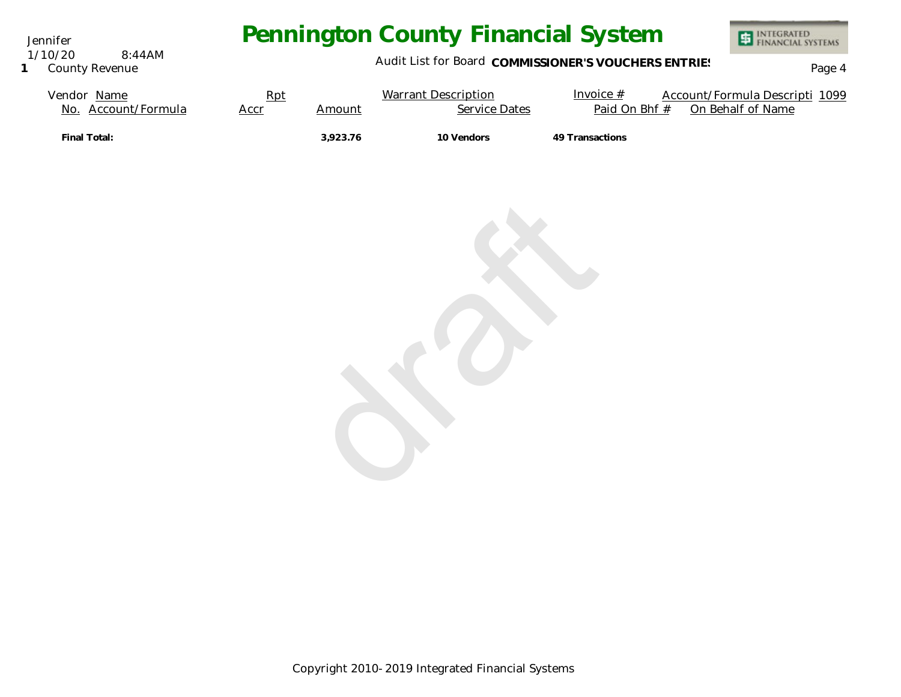# Pennington County Financial System

Jennifer
1/10/20 8:44AM
**1** County Revenue

Audit List for Board **COMMISSIONER'S VOUCHERS ENTRIES**

| Vendor No. | Name / Account/Formula | Rpt Accr | Amount | Warrant Description / Service Dates | Invoice # / Paid On Bhf # | Account/Formula Descripti / On Behalf of Name | 1099 |
|---|---|---|---|---|---|---|---|
| **Final Total:** | | | **3,923.76** | **10 Vendors** | **49 Transactions** | | |

draft

Copyright 2010-2019 Integrated Financial Systems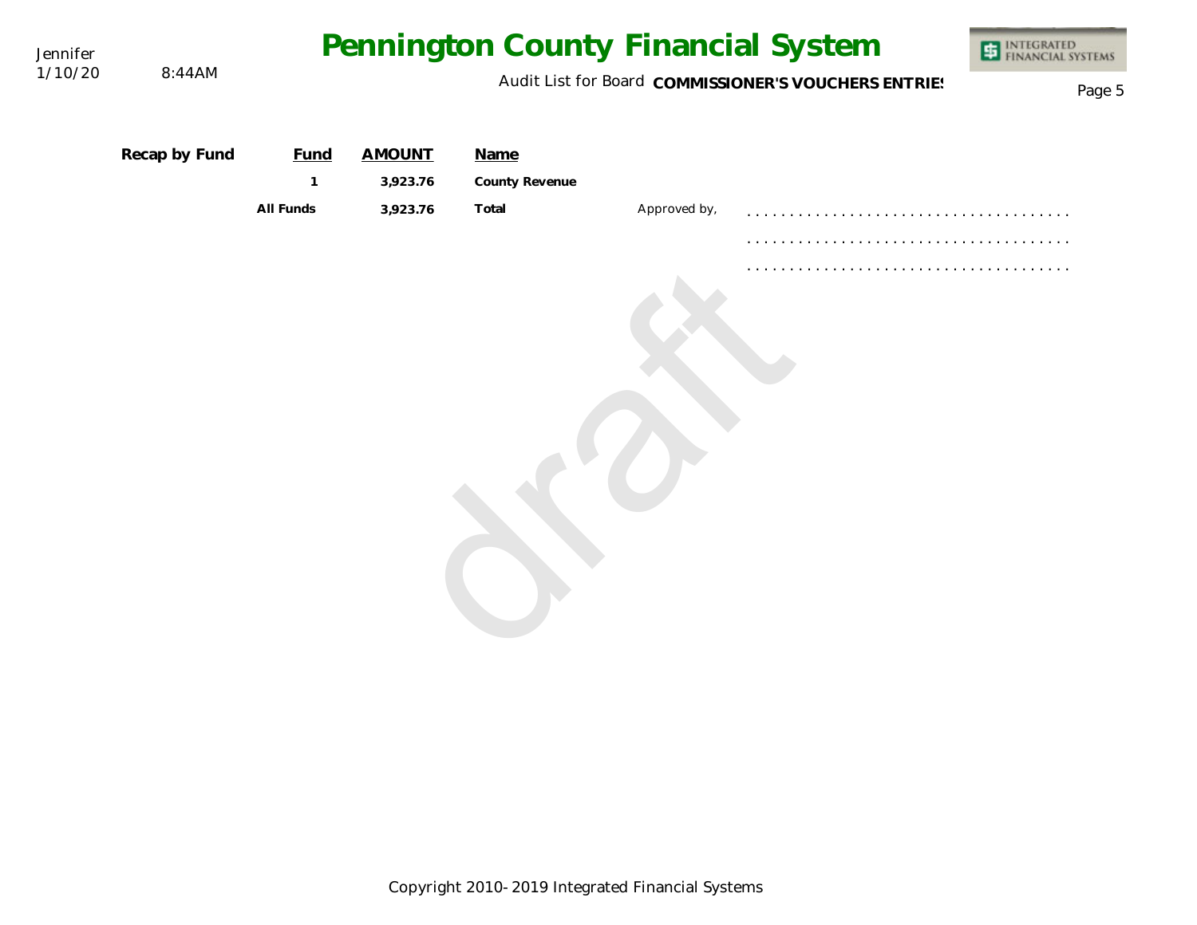**Recap by Fund**

| Fund | AMOUNT | Name |
|---|---|---|
| 1 | 3,923.76 | County Revenue |
| All Funds | 3,923.76 | Total |

Approved by, . . . . . . . . . . . . . . . . . . . . . . . . . . . . . . . . . . . . .

. . . . . . . . . . . . . . . . . . . . . . . . . . . . . . . . . . . . .

. . . . . . . . . . . . . . . . . . . . . . . . . . . . . . . . . . . . .

draft